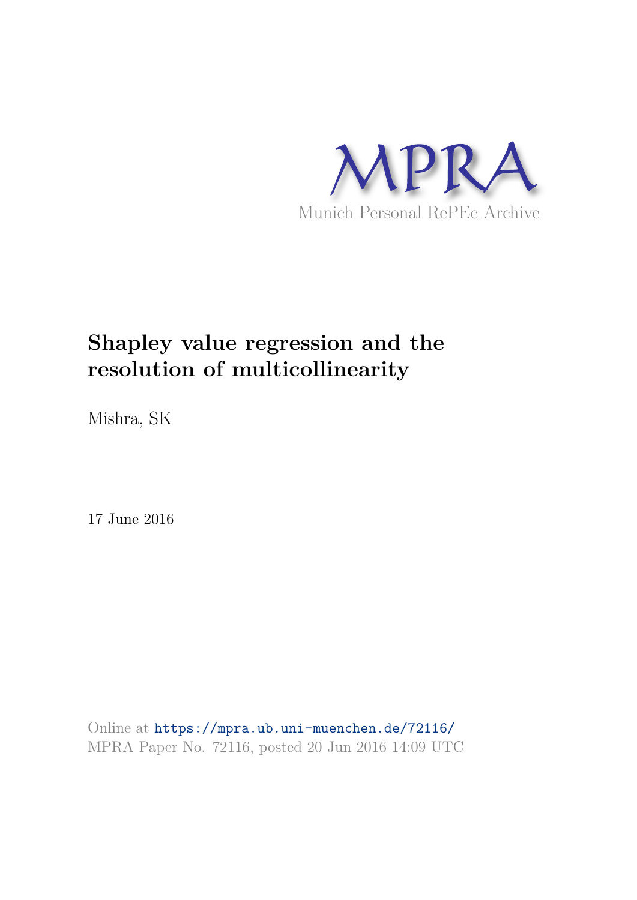MPRA

Munich Personal RePEc Archive

# Shapley value regression and the resolution of multicollinearity

Mishra, SK

17 June 2016

Online at https://mpra.ub.uni-muenchen.de/72116/
MPRA Paper No. 72116, posted 20 Jun 2016 14:09 UTC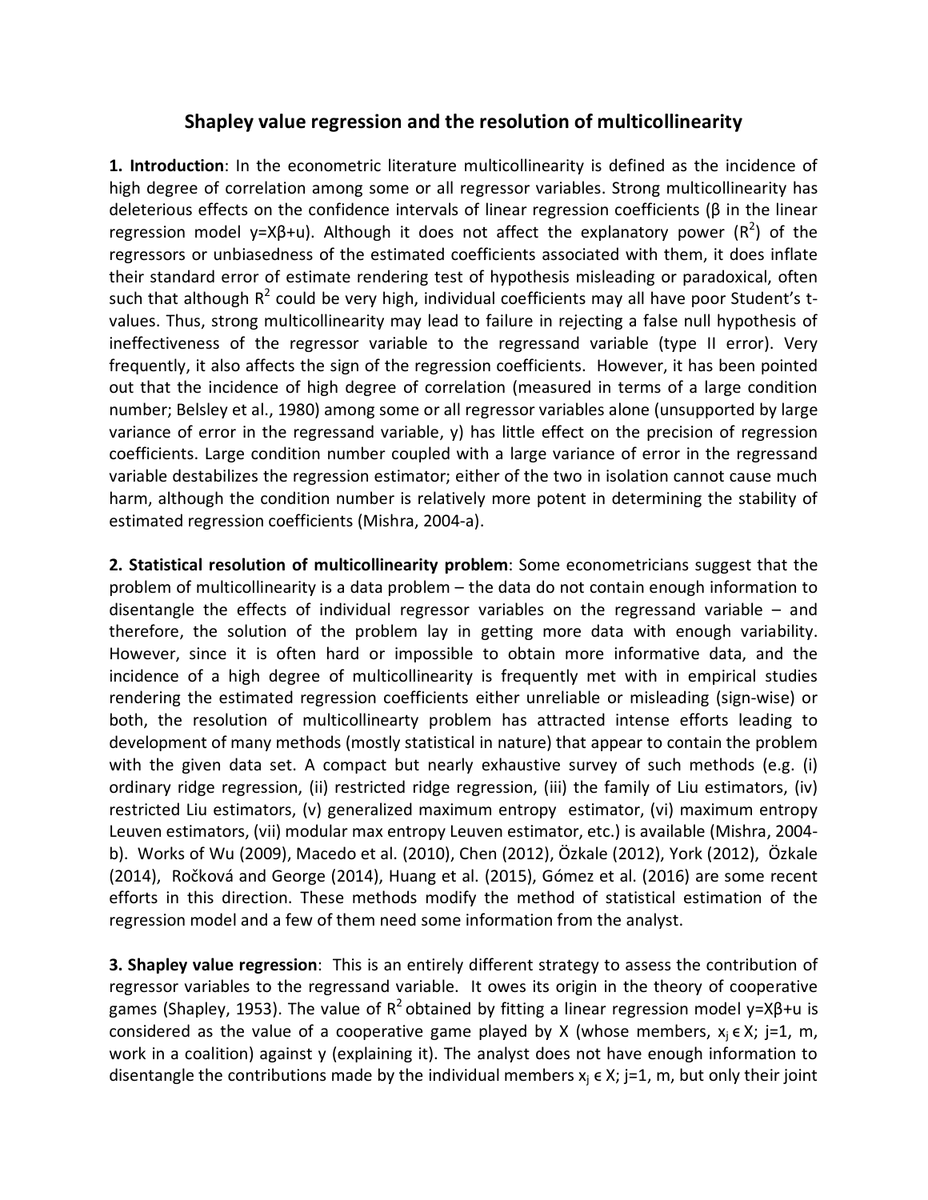# Shapley value regression and the resolution of multicollinearity

**1. Introduction**: In the econometric literature multicollinearity is defined as the incidence of high degree of correlation among some or all regressor variables. Strong multicollinearity has deleterious effects on the confidence intervals of linear regression coefficients (β in the linear regression model $y=X\beta+u$). Although it does not affect the explanatory power ($R^2$) of the regressors or unbiasedness of the estimated coefficients associated with them, it does inflate their standard error of estimate rendering test of hypothesis misleading or paradoxical, often such that although $R^2$ could be very high, individual coefficients may all have poor Student's t-values. Thus, strong multicollinearity may lead to failure in rejecting a false null hypothesis of ineffectiveness of the regressor variable to the regressand variable (type II error). Very frequently, it also affects the sign of the regression coefficients. However, it has been pointed out that the incidence of high degree of correlation (measured in terms of a large condition number; Belsley et al., 1980) among some or all regressor variables alone (unsupported by large variance of error in the regressand variable, y) has little effect on the precision of regression coefficients. Large condition number coupled with a large variance of error in the regressand variable destabilizes the regression estimator; either of the two in isolation cannot cause much harm, although the condition number is relatively more potent in determining the stability of estimated regression coefficients (Mishra, 2004-a).

**2. Statistical resolution of multicollinearity problem**: Some econometricians suggest that the problem of multicollinearity is a data problem – the data do not contain enough information to disentangle the effects of individual regressor variables on the regressand variable – and therefore, the solution of the problem lay in getting more data with enough variability. However, since it is often hard or impossible to obtain more informative data, and the incidence of a high degree of multicollinearity is frequently met with in empirical studies rendering the estimated regression coefficients either unreliable or misleading (sign-wise) or both, the resolution of multicollinearty problem has attracted intense efforts leading to development of many methods (mostly statistical in nature) that appear to contain the problem with the given data set. A compact but nearly exhaustive survey of such methods (e.g. (i) ordinary ridge regression, (ii) restricted ridge regression, (iii) the family of Liu estimators, (iv) restricted Liu estimators, (v) generalized maximum entropy estimator, (vi) maximum entropy Leuven estimators, (vii) modular max entropy Leuven estimator, etc.) is available (Mishra, 2004-b). Works of Wu (2009), Macedo et al. (2010), Chen (2012), Özkale (2012), York (2012), Özkale (2014), Ročková and George (2014), Huang et al. (2015), Gómez et al. (2016) are some recent efforts in this direction. These methods modify the method of statistical estimation of the regression model and a few of them need some information from the analyst.

**3. Shapley value regression**: This is an entirely different strategy to assess the contribution of regressor variables to the regressand variable. It owes its origin in the theory of cooperative games (Shapley, 1953). The value of $R^2$ obtained by fitting a linear regression model $y=X\beta+u$ is considered as the value of a cooperative game played by X (whose members, $x_j \in X$; j=1, m, work in a coalition) against y (explaining it). The analyst does not have enough information to disentangle the contributions made by the individual members $x_j \in X$; j=1, m, but only their joint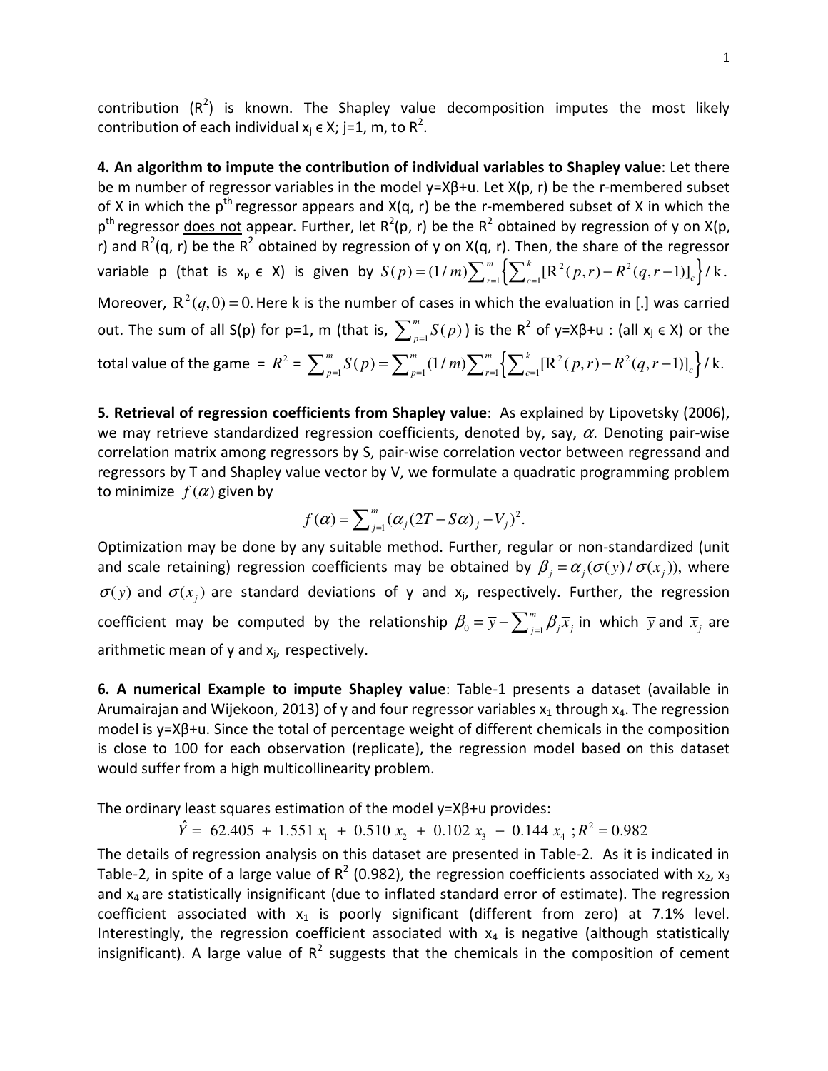contribution ($R^2$) is known. The Shapley value decomposition imputes the most likely contribution of each individual $x_j \in X$; j=1, m, to $R^2$.

**4. An algorithm to impute the contribution of individual variables to Shapley value**: Let there be m number of regressor variables in the model y=Xβ+u. Let X(p, r) be the r-membered subset of X in which the p[th] regressor appears and X(q, r) be the r-membered subset of X in which the p[th] regressor does not appear. Further, let $R^2(p, r)$ be the $R^2$ obtained by regression of y on X(p, r) and $R^2(q, r)$ be the $R^2$ obtained by regression of y on X(q, r). Then, the share of the regressor variable p (that is $x_p \in X$) is given by $S(p) = (1/m)\sum_{r=1}^{m}\left\{\sum_{c=1}^{k}[\mathrm{R}^2(p,r) - R^2(q,r-1)]_c\right\}/\mathrm{k}$. Moreover, $\mathrm{R}^2(q,0) = 0$. Here k is the number of cases in which the evaluation in [.] was carried out. The sum of all S(p) for p=1, m (that is, $\sum_{p=1}^{m} S(p)$) is the $R^2$ of y=Xβ+u : (all $x_j \in X$) or the total value of the game = $R^2 = \sum_{p=1}^{m} S(p) = \sum_{p=1}^{m}(1/m)\sum_{r=1}^{m}\left\{\sum_{c=1}^{k}[\mathrm{R}^2(p,r) - R^2(q,r-1)]_c\right\}/\mathrm{k}.$

**5. Retrieval of regression coefficients from Shapley value**: As explained by Lipovetsky (2006), we may retrieve standardized regression coefficients, denoted by, say, $\alpha$. Denoting pair-wise correlation matrix among regressors by S, pair-wise correlation vector between regressand and regressors by T and Shapley value vector by V, we formulate a quadratic programming problem to minimize $f(\alpha)$ given by

$$f(\alpha) = \sum_{j=1}^{m}(\alpha_j(2T - S\alpha)_j - V_j)^2.$$

Optimization may be done by any suitable method. Further, regular or non-standardized (unit and scale retaining) regression coefficients may be obtained by $\beta_j = \alpha_j(\sigma(y)/\sigma(x_j))$, where $\sigma(y)$ and $\sigma(x_j)$ are standard deviations of y and $x_j$, respectively. Further, the regression coefficient may be computed by the relationship $\beta_0 = \bar{y} - \sum_{j=1}^{m}\beta_j\bar{x}_j$ in which $\bar{y}$ and $\bar{x}_j$ are arithmetic mean of y and $x_j$, respectively.

**6. A numerical Example to impute Shapley value**: Table-1 presents a dataset (available in Arumairajan and Wijekoon, 2013) of y and four regressor variables $x_1$ through $x_4$. The regression model is y=Xβ+u. Since the total of percentage weight of different chemicals in the composition is close to 100 for each observation (replicate), the regression model based on this dataset would suffer from a high multicollinearity problem.

The ordinary least squares estimation of the model y=Xβ+u provides:

$$\hat{Y} = 62.405 + 1.551\,x_1 + 0.510\,x_2 + 0.102\,x_3 - 0.144\,x_4 \;; R^2 = 0.982$$

The details of regression analysis on this dataset are presented in Table-2. As it is indicated in Table-2, in spite of a large value of $R^2$ (0.982), the regression coefficients associated with $x_2$, $x_3$ and $x_4$ are statistically insignificant (due to inflated standard error of estimate). The regression coefficient associated with $x_1$ is poorly significant (different from zero) at 7.1% level. Interestingly, the regression coefficient associated with $x_4$ is negative (although statistically insignificant). A large value of $R^2$ suggests that the chemicals in the composition of cement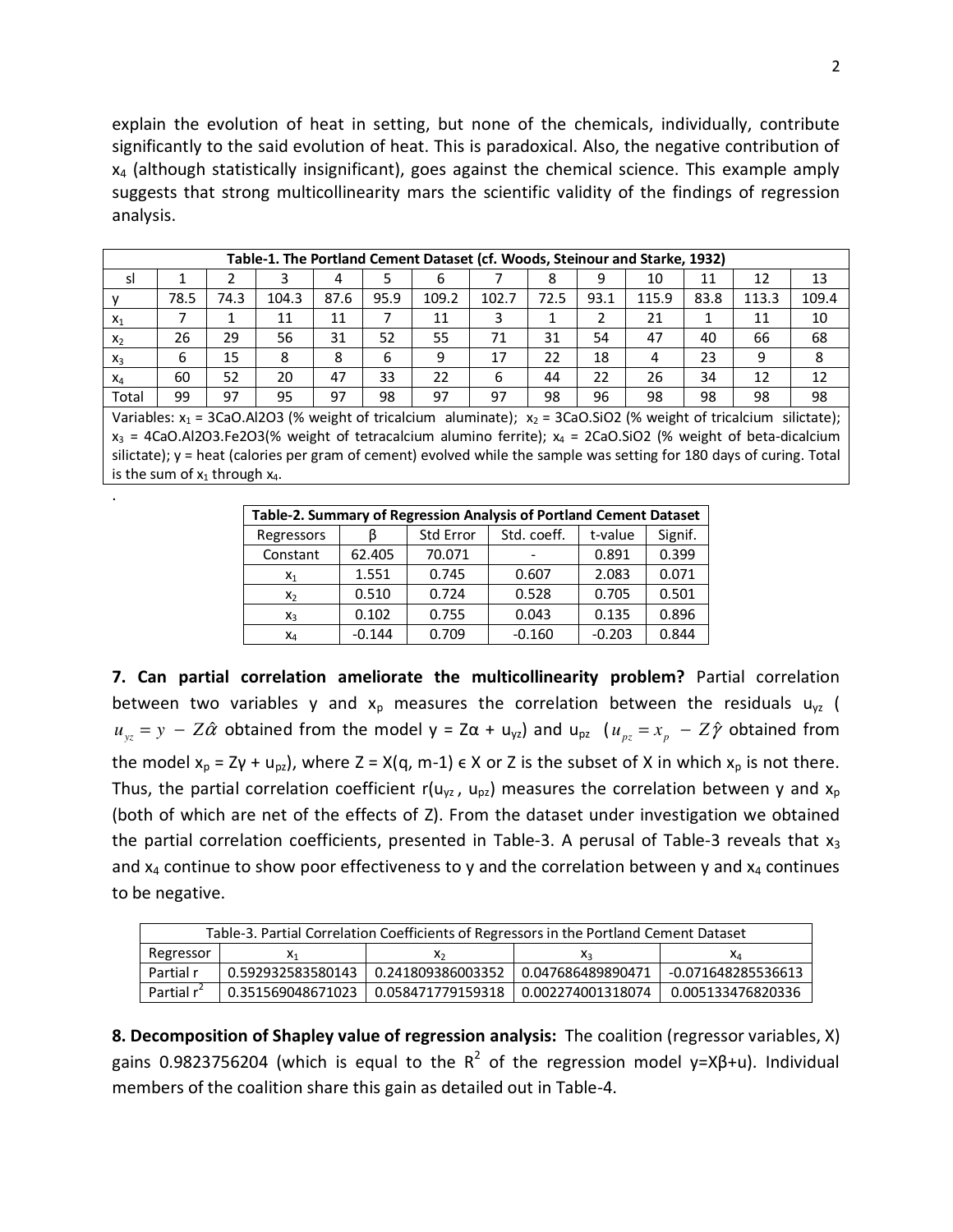explain the evolution of heat in setting, but none of the chemicals, individually, contribute significantly to the said evolution of heat. This is paradoxical. Also, the negative contribution of $x_4$ (although statistically insignificant), goes against the chemical science. This example amply suggests that strong multicollinearity mars the scientific validity of the findings of regression analysis.

| **Table-1. The Portland Cement Dataset (cf. Woods, Steinour and Starke, 1932)** | | | | | | | | | | | | | |
|---|---|---|---|---|---|---|---|---|---|---|---|---|---|
| sl | 1 | 2 | 3 | 4 | 5 | 6 | 7 | 8 | 9 | 10 | 11 | 12 | 13 |
| y | 78.5 | 74.3 | 104.3 | 87.6 | 95.9 | 109.2 | 102.7 | 72.5 | 93.1 | 115.9 | 83.8 | 113.3 | 109.4 |
| $x_1$ | 7 | 1 | 11 | 11 | 7 | 11 | 3 | 1 | 2 | 21 | 1 | 11 | 10 |
| $x_2$ | 26 | 29 | 56 | 31 | 52 | 55 | 71 | 31 | 54 | 47 | 40 | 66 | 68 |
| $x_3$ | 6 | 15 | 8 | 8 | 6 | 9 | 17 | 22 | 18 | 4 | 23 | 9 | 8 |
| $x_4$ | 60 | 52 | 20 | 47 | 33 | 22 | 6 | 44 | 22 | 26 | 34 | 12 | 12 |
| Total | 99 | 97 | 95 | 97 | 98 | 97 | 97 | 98 | 96 | 98 | 98 | 98 | 98 |

Variables: $x_1$ = 3CaO.Al2O3 (% weight of tricalcium aluminate); $x_2$ = 3CaO.SiO2 (% weight of tricalcium silictate); $x_3$ = 4CaO.Al2O3.Fe2O3(% weight of tetracalcium alumino ferrite); $x_4$ = 2CaO.SiO2 (% weight of beta-dicalcium silictate); y = heat (calories per gram of cement) evolved while the sample was setting for 180 days of curing. Total is the sum of $x_1$ through $x_4$.

| **Table-2. Summary of Regression Analysis of Portland Cement Dataset** | | | | | |
|---|---|---|---|---|---|
| Regressors | β | Std Error | Std. coeff. | t-value | Signif. |
| Constant | 62.405 | 70.071 | - | 0.891 | 0.399 |
| $x_1$ | 1.551 | 0.745 | 0.607 | 2.083 | 0.071 |
| $x_2$ | 0.510 | 0.724 | 0.528 | 0.705 | 0.501 |
| $x_3$ | 0.102 | 0.755 | 0.043 | 0.135 | 0.896 |
| $x_4$ | -0.144 | 0.709 | -0.160 | -0.203 | 0.844 |

**7. Can partial correlation ameliorate the multicollinearity problem?** Partial correlation between two variables y and $x_p$ measures the correlation between the residuals $u_{yz}$ ( $u_{yz} = y - Z\hat{\alpha}$ obtained from the model y = Zα + $u_{yz}$) and $u_{pz}$ ($u_{pz} = x_p - Z\hat{\gamma}$ obtained from the model $x_p$ = Zγ + $u_{pz}$), where Z = X(q, m-1) ϵ X or Z is the subset of X in which $x_p$ is not there. Thus, the partial correlation coefficient r($u_{yz}$ , $u_{pz}$) measures the correlation between y and $x_p$ (both of which are net of the effects of Z). From the dataset under investigation we obtained the partial correlation coefficients, presented in Table-3. A perusal of Table-3 reveals that $x_3$ and $x_4$ continue to show poor effectiveness to y and the correlation between y and $x_4$ continues to be negative.

| Table-3. Partial Correlation Coefficients of Regressors in the Portland Cement Dataset | | | | |
|---|---|---|---|---|
| Regressor | $x_1$ | $x_2$ | $x_3$ | $x_4$ |
| Partial r | 0.592932583580143 | 0.241809386003352 | 0.047686489890471 | -0.071648285536613 |
| Partial $r^2$ | 0.351569048671023 | 0.058471779159318 | 0.002274001318074 | 0.005133476820336 |

**8. Decomposition of Shapley value of regression analysis:** The coalition (regressor variables, X) gains 0.9823756204 (which is equal to the $R^2$ of the regression model y=Xβ+u). Individual members of the coalition share this gain as detailed out in Table-4.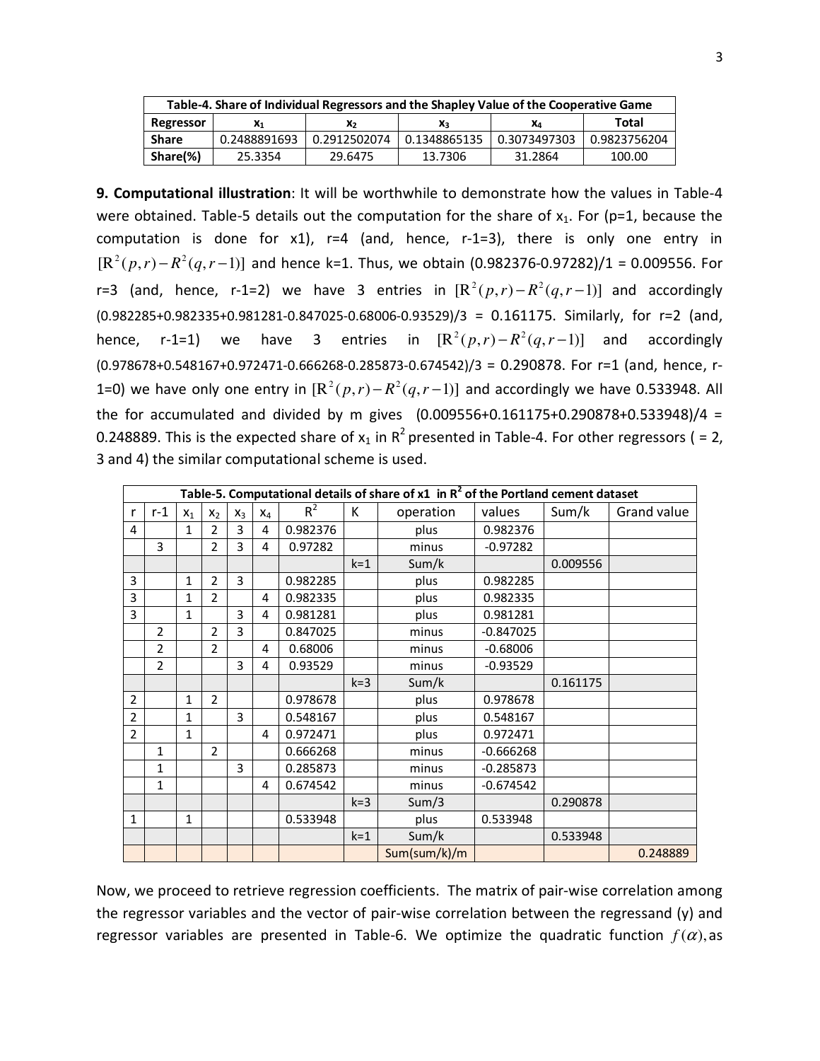| Table-4. Share of Individual Regressors and the Shapley Value of the Cooperative Game | | | | | |
|---|---|---|---|---|---|
| Regressor | $x_1$ | $x_2$ | $x_3$ | $x_4$ | Total |
| Share | 0.2488891693 | 0.2912502074 | 0.1348865135 | 0.3073497303 | 0.9823756204 |
| Share(%) | 25.3354 | 29.6475 | 13.7306 | 31.2864 | 100.00 |

**9. Computational illustration**: It will be worthwhile to demonstrate how the values in Table-4 were obtained. Table-5 details out the computation for the share of $x_1$. For (p=1, because the computation is done for x1), r=4 (and, hence, r-1=3), there is only one entry in $[R^2(p,r)-R^2(q,r-1)]$ and hence k=1. Thus, we obtain (0.982376-0.97282)/1 = 0.009556. For r=3 (and, hence, r-1=2) we have 3 entries in $[R^2(p,r)-R^2(q,r-1)]$ and accordingly (0.982285+0.982335+0.981281-0.847025-0.68006-0.93529)/3 = 0.161175. Similarly, for r=2 (and, hence, r-1=1) we have 3 entries in $[R^2(p,r)-R^2(q,r-1)]$ and accordingly (0.978678+0.548167+0.972471-0.666268-0.285873-0.674542)/3 = 0.290878. For r=1 (and, hence, r-1=0) we have only one entry in $[R^2(p,r)-R^2(q,r-1)]$ and accordingly we have 0.533948. All the for accumulated and divided by m gives (0.009556+0.161175+0.290878+0.533948)/4 = 0.248889. This is the expected share of $x_1$ in $R^2$ presented in Table-4. For other regressors ( = 2, 3 and 4) the similar computational scheme is used.

| Table-5. Computational details of share of x1 in $R^2$ of the Portland cement dataset | | | | | | | | | | | |
|---|---|---|---|---|---|---|---|---|---|---|---|
| r | r-1 | $x_1$ | $x_2$ | $x_3$ | $x_4$ | $R^2$ | K | operation | values | Sum/k | Grand value |
| 4 | | 1 | 2 | 3 | 4 | 0.982376 | | plus | 0.982376 | | |
| | 3 | | 2 | 3 | 4 | 0.97282 | | minus | -0.97282 | | |
| | | | | | | | k=1 | Sum/k | | 0.009556 | |
| 3 | | 1 | 2 | 3 | | 0.982285 | | plus | 0.982285 | | |
| 3 | | 1 | 2 | | 4 | 0.982335 | | plus | 0.982335 | | |
| 3 | | 1 | | 3 | 4 | 0.981281 | | plus | 0.981281 | | |
| | 2 | | 2 | 3 | | 0.847025 | | minus | -0.847025 | | |
| | 2 | | 2 | | 4 | 0.68006 | | minus | -0.68006 | | |
| | 2 | | | 3 | 4 | 0.93529 | | minus | -0.93529 | | |
| | | | | | | | k=3 | Sum/k | | 0.161175 | |
| 2 | | 1 | 2 | | | 0.978678 | | plus | 0.978678 | | |
| 2 | | 1 | | 3 | | 0.548167 | | plus | 0.548167 | | |
| 2 | | 1 | | | 4 | 0.972471 | | plus | 0.972471 | | |
| | 1 | | 2 | | | 0.666268 | | minus | -0.666268 | | |
| | 1 | | | 3 | | 0.285873 | | minus | -0.285873 | | |
| | 1 | | | | 4 | 0.674542 | | minus | -0.674542 | | |
| | | | | | | | k=3 | Sum/3 | | 0.290878 | |
| 1 | | 1 | | | | 0.533948 | | plus | 0.533948 | | |
| | | | | | | | k=1 | Sum/k | | 0.533948 | |
| | | | | | | | | Sum(sum/k)/m | | | 0.248889 |

Now, we proceed to retrieve regression coefficients. The matrix of pair-wise correlation among the regressor variables and the vector of pair-wise correlation between the regressand (y) and regressor variables are presented in Table-6. We optimize the quadratic function $f(\alpha)$, as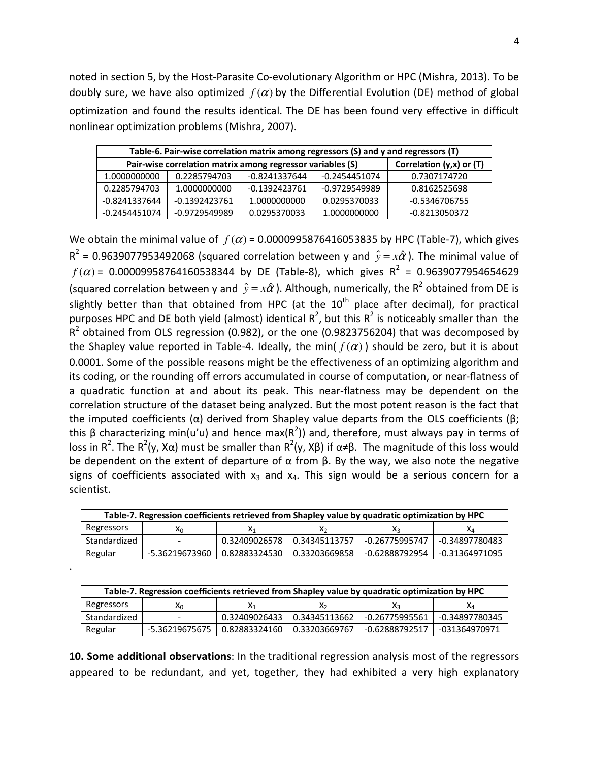noted in section 5, by the Host-Parasite Co-evolutionary Algorithm or HPC (Mishra, 2013). To be doubly sure, we have also optimized $f(\alpha)$ by the Differential Evolution (DE) method of global optimization and found the results identical. The DE has been found very effective in difficult nonlinear optimization problems (Mishra, 2007).

| Table-6. Pair-wise correlation matrix among regressors (S) and y and regressors (T) | | | | |
|---|---|---|---|---|
| Pair-wise correlation matrix among regressor variables (S) | | | | Correlation (y,x) or (T) |
| 1.0000000000 | 0.2285794703 | -0.8241337644 | -0.2454451074 | 0.7307174720 |
| 0.2285794703 | 1.0000000000 | -0.1392423761 | -0.9729549989 | 0.8162525698 |
| -0.8241337644 | -0.1392423761 | 1.0000000000 | 0.0295370033 | -0.5346706755 |
| -0.2454451074 | -0.9729549989 | 0.0295370033 | 1.0000000000 | -0.8213050372 |

We obtain the minimal value of $f(\alpha)$ = 0.0000995876416053835 by HPC (Table-7), which gives $R^2$ = 0.9639077953492068 (squared correlation between y and $\hat{y} = x\hat{\alpha}$). The minimal value of $f(\alpha)$ = 0.00009958764160538344 by DE (Table-8), which gives $R^2$ = 0.9639077954654629 (squared correlation between y and $\hat{y} = x\hat{\alpha}$). Although, numerically, the $R^2$ obtained from DE is slightly better than that obtained from HPC (at the $10^{th}$ place after decimal), for practical purposes HPC and DE both yield (almost) identical $R^2$, but this $R^2$ is noticeably smaller than the $R^2$ obtained from OLS regression (0.982), or the one (0.9823756204) that was decomposed by the Shapley value reported in Table-4. Ideally, the min( $f(\alpha)$ ) should be zero, but it is about 0.0001. Some of the possible reasons might be the effectiveness of an optimizing algorithm and its coding, or the rounding off errors accumulated in course of computation, or near-flatness of a quadratic function at and about its peak. This near-flatness may be dependent on the correlation structure of the dataset being analyzed. But the most potent reason is the fact that the imputed coefficients (α) derived from Shapley value departs from the OLS coefficients (β; this β characterizing min(u'u) and hence max($R^2$)) and, therefore, must always pay in terms of loss in $R^2$. The $R^2$(y, Xα) must be smaller than $R^2$(y, Xβ) if α≠β. The magnitude of this loss would be dependent on the extent of departure of α from β. By the way, we also note the negative signs of coefficients associated with $x_3$ and $x_4$. This sign would be a serious concern for a scientist.

| Table-7. Regression coefficients retrieved from Shapley value by quadratic optimization by HPC | | | | | |
|---|---|---|---|---|---|
| Regressors | $x_0$ | $x_1$ | $x_2$ | $x_3$ | $x_4$ |
| Standardized | - | 0.32409026578 | 0.34345113757 | -0.26775995747 | -0.34897780483 |
| Regular | -5.36219673960 | 0.82883324530 | 0.33203669858 | -0.62888792954 | -0.31364971095 |

.

| Table-7. Regression coefficients retrieved from Shapley value by quadratic optimization by HPC | | | | | |
|---|---|---|---|---|---|
| Regressors | $x_0$ | $x_1$ | $x_2$ | $x_3$ | $x_4$ |
| Standardized | - | 0.32409026433 | 0.34345113662 | -0.26775995561 | -0.34897780345 |
| Regular | -5.36219675675 | 0.82883324160 | 0.33203669767 | -0.62888792517 | -031364970971 |

**10. Some additional observations**: In the traditional regression analysis most of the regressors appeared to be redundant, and yet, together, they had exhibited a very high explanatory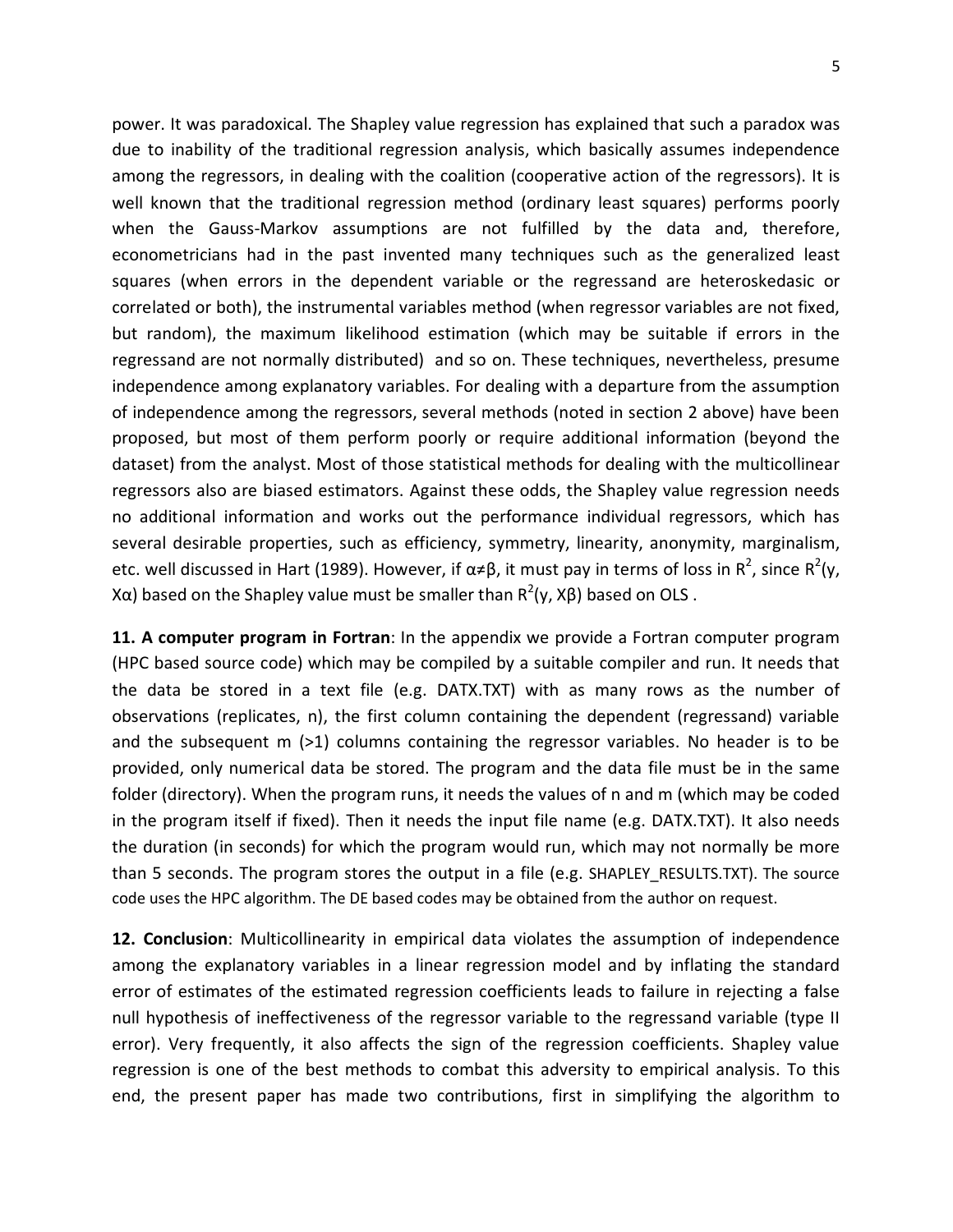power. It was paradoxical. The Shapley value regression has explained that such a paradox was due to inability of the traditional regression analysis, which basically assumes independence among the regressors, in dealing with the coalition (cooperative action of the regressors). It is well known that the traditional regression method (ordinary least squares) performs poorly when the Gauss-Markov assumptions are not fulfilled by the data and, therefore, econometricians had in the past invented many techniques such as the generalized least squares (when errors in the dependent variable or the regressand are heteroskedasic or correlated or both), the instrumental variables method (when regressor variables are not fixed, but random), the maximum likelihood estimation (which may be suitable if errors in the regressand are not normally distributed) and so on. These techniques, nevertheless, presume independence among explanatory variables. For dealing with a departure from the assumption of independence among the regressors, several methods (noted in section 2 above) have been proposed, but most of them perform poorly or require additional information (beyond the dataset) from the analyst. Most of those statistical methods for dealing with the multicollinear regressors also are biased estimators. Against these odds, the Shapley value regression needs no additional information and works out the performance individual regressors, which has several desirable properties, such as efficiency, symmetry, linearity, anonymity, marginalism, etc. well discussed in Hart (1989). However, if $\alpha \neq \beta$, it must pay in terms of loss in $R^2$, since $R^2(y, X\alpha)$ based on the Shapley value must be smaller than $R^2(y, X\beta)$ based on OLS .

**11. A computer program in Fortran**: In the appendix we provide a Fortran computer program (HPC based source code) which may be compiled by a suitable compiler and run. It needs that the data be stored in a text file (e.g. DATX.TXT) with as many rows as the number of observations (replicates, n), the first column containing the dependent (regressand) variable and the subsequent m (>1) columns containing the regressor variables. No header is to be provided, only numerical data be stored. The program and the data file must be in the same folder (directory). When the program runs, it needs the values of n and m (which may be coded in the program itself if fixed). Then it needs the input file name (e.g. DATX.TXT). It also needs the duration (in seconds) for which the program would run, which may not normally be more than 5 seconds. The program stores the output in a file (e.g. SHAPLEY_RESULTS.TXT). The source code uses the HPC algorithm. The DE based codes may be obtained from the author on request.

**12. Conclusion**: Multicollinearity in empirical data violates the assumption of independence among the explanatory variables in a linear regression model and by inflating the standard error of estimates of the estimated regression coefficients leads to failure in rejecting a false null hypothesis of ineffectiveness of the regressor variable to the regressand variable (type II error). Very frequently, it also affects the sign of the regression coefficients. Shapley value regression is one of the best methods to combat this adversity to empirical analysis. To this end, the present paper has made two contributions, first in simplifying the algorithm to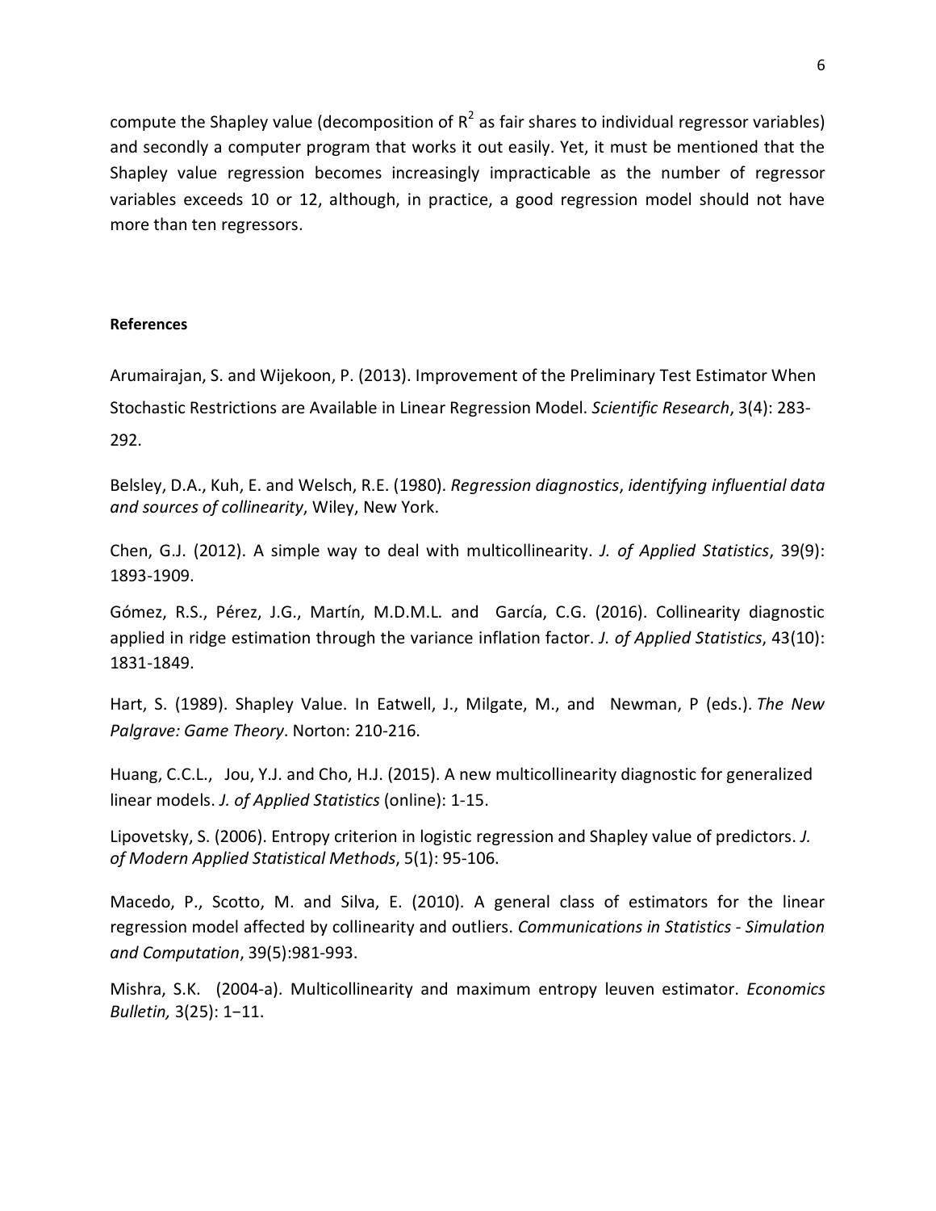compute the Shapley value (decomposition of $R^2$ as fair shares to individual regressor variables) and secondly a computer program that works it out easily. Yet, it must be mentioned that the Shapley value regression becomes increasingly impracticable as the number of regressor variables exceeds 10 or 12, although, in practice, a good regression model should not have more than ten regressors.

**References**

Arumairajan, S. and Wijekoon, P. (2013). Improvement of the Preliminary Test Estimator When Stochastic Restrictions are Available in Linear Regression Model. *Scientific Research*, 3(4): 283-292.

Belsley, D.A., Kuh, E. and Welsch, R.E. (1980). *Regression diagnostics*, *identifying influential data and sources of collinearity*, Wiley, New York.

Chen, G.J. (2012). A simple way to deal with multicollinearity. *J. of Applied Statistics*, 39(9): 1893-1909.

Gómez, R.S., Pérez, J.G., Martín, M.D.M.L. and García, C.G. (2016). Collinearity diagnostic applied in ridge estimation through the variance inflation factor. *J. of Applied Statistics*, 43(10): 1831-1849.

Hart, S. (1989). Shapley Value. In Eatwell, J., Milgate, M., and Newman, P (eds.). *The New Palgrave: Game Theory*. Norton: 210-216.

Huang, C.C.L., Jou, Y.J. and Cho, H.J. (2015). A new multicollinearity diagnostic for generalized linear models. *J. of Applied Statistics* (online): 1-15.

Lipovetsky, S. (2006). Entropy criterion in logistic regression and Shapley value of predictors. *J. of Modern Applied Statistical Methods*, 5(1): 95-106.

Macedo, P., Scotto, M. and Silva, E. (2010). A general class of estimators for the linear regression model affected by collinearity and outliers. *Communications in Statistics - Simulation and Computation*, 39(5):981-993.

Mishra, S.K. (2004-a). Multicollinearity and maximum entropy leuven estimator. *Economics Bulletin,* 3(25): 1–11.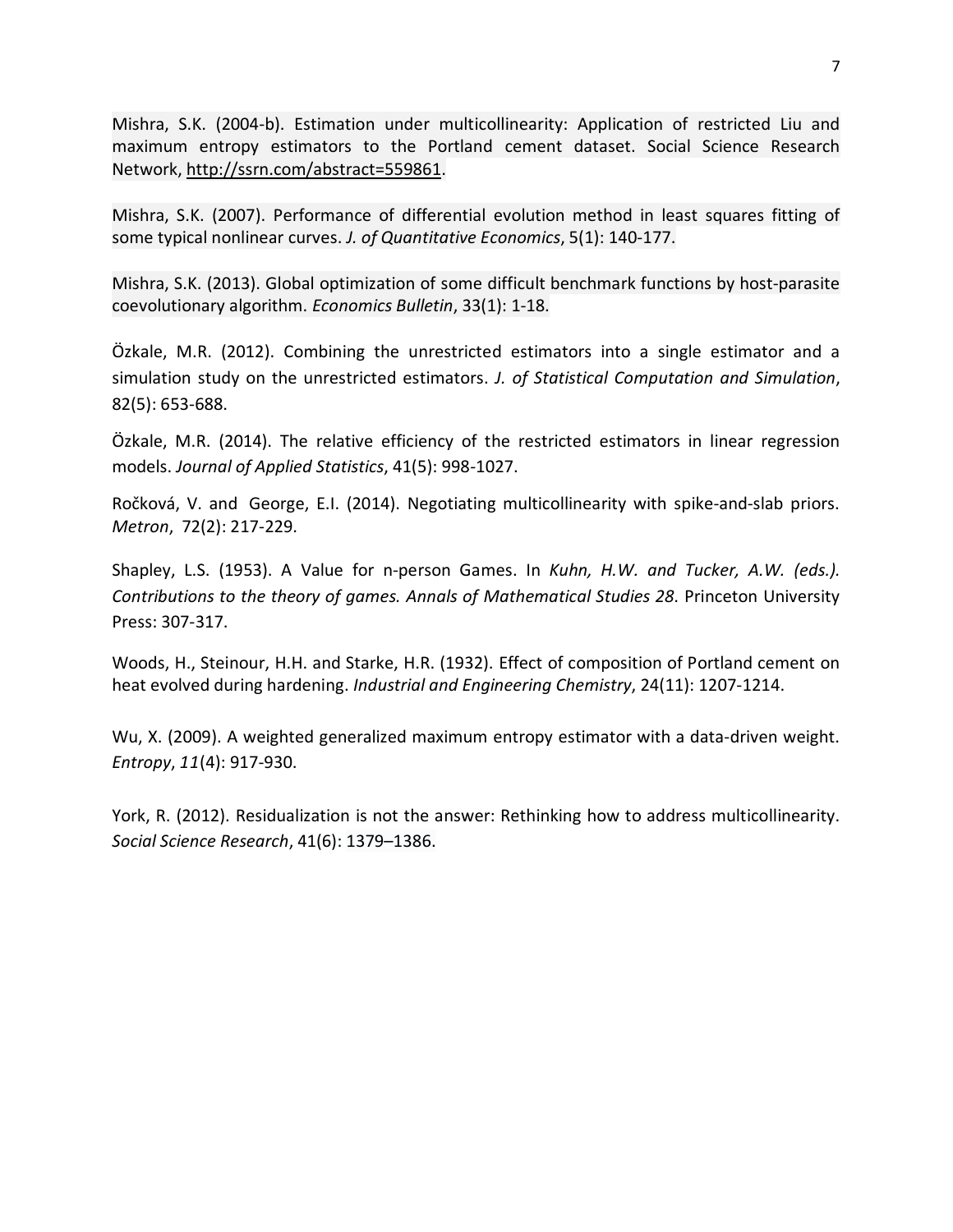Mishra, S.K. (2004-b). Estimation under multicollinearity: Application of restricted Liu and maximum entropy estimators to the Portland cement dataset. Social Science Research Network, http://ssrn.com/abstract=559861.

Mishra, S.K. (2007). Performance of differential evolution method in least squares fitting of some typical nonlinear curves. *J. of Quantitative Economics*, 5(1): 140-177.

Mishra, S.K. (2013). Global optimization of some difficult benchmark functions by host-parasite coevolutionary algorithm. *Economics Bulletin*, 33(1): 1-18.

Özkale, M.R. (2012). Combining the unrestricted estimators into a single estimator and a simulation study on the unrestricted estimators. *J. of Statistical Computation and Simulation*, 82(5): 653-688.

Özkale, M.R. (2014). The relative efficiency of the restricted estimators in linear regression models. *Journal of Applied Statistics*, 41(5): 998-1027.

Ročková, V. and George, E.I. (2014). Negotiating multicollinearity with spike-and-slab priors. *Metron*, 72(2): 217-229.

Shapley, L.S. (1953). A Value for n-person Games. In *Kuhn, H.W. and Tucker, A.W. (eds.). Contributions to the theory of games. Annals of Mathematical Studies 28*. Princeton University Press: 307-317.

Woods, H., Steinour, H.H. and Starke, H.R. (1932). Effect of composition of Portland cement on heat evolved during hardening. *Industrial and Engineering Chemistry*, 24(11): 1207-1214.

Wu, X. (2009). A weighted generalized maximum entropy estimator with a data-driven weight. *Entropy*, *11*(4): 917-930.

York, R. (2012). Residualization is not the answer: Rethinking how to address multicollinearity. *Social Science Research*, 41(6): 1379–1386.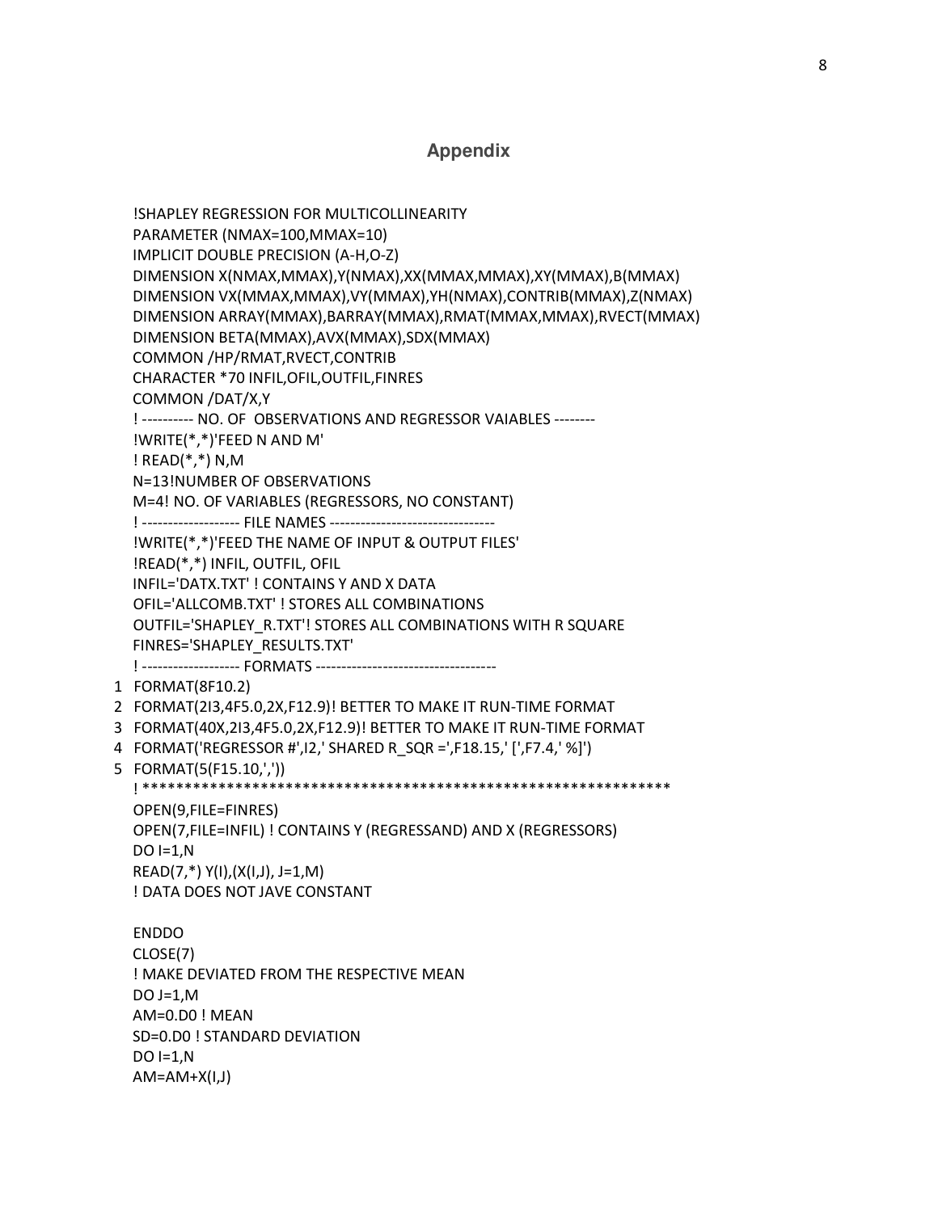## Appendix

```
   !SHAPLEY REGRESSION FOR MULTICOLLINEARITY
   PARAMETER (NMAX=100,MMAX=10)
   IMPLICIT DOUBLE PRECISION (A-H,O-Z)
   DIMENSION X(NMAX,MMAX),Y(NMAX),XX(MMAX,MMAX),XY(MMAX),B(MMAX)
   DIMENSION VX(MMAX,MMAX),VY(MMAX),YH(NMAX),CONTRIB(MMAX),Z(NMAX)
   DIMENSION ARRAY(MMAX),BARRAY(MMAX),RMAT(MMAX,MMAX),RVECT(MMAX)
   DIMENSION BETA(MMAX),AVX(MMAX),SDX(MMAX)
   COMMON /HP/RMAT,RVECT,CONTRIB
   CHARACTER *70 INFIL,OFIL,OUTFIL,FINRES
   COMMON /DAT/X,Y
   ! ---------- NO. OF  OBSERVATIONS AND REGRESSOR VAIABLES --------
   !WRITE(*,*)'FEED N AND M'
   ! READ(*,*) N,M
   N=13!NUMBER OF OBSERVATIONS
   M=4! NO. OF VARIABLES (REGRESSORS, NO CONSTANT)
   ! ------------------- FILE NAMES --------------------------------
   !WRITE(*,*)'FEED THE NAME OF INPUT & OUTPUT FILES'
   !READ(*,*) INFIL, OUTFIL, OFIL
   INFIL='DATX.TXT' ! CONTAINS Y AND X DATA
   OFIL='ALLCOMB.TXT' ! STORES ALL COMBINATIONS
   OUTFIL='SHAPLEY_R.TXT'! STORES ALL COMBINATIONS WITH R SQUARE
   FINRES='SHAPLEY_RESULTS.TXT'
   ! ------------------- FORMATS -----------------------------------
 1 FORMAT(8F10.2)
 2 FORMAT(2I3,4F5.0,2X,F12.9)! BETTER TO MAKE IT RUN-TIME FORMAT
 3 FORMAT(40X,2I3,4F5.0,2X,F12.9)! BETTER TO MAKE IT RUN-TIME FORMAT
 4 FORMAT('REGRESSOR #',I2,' SHARED R_SQR =',F18.15,' [',F7.4,' %]')
 5 FORMAT(5(F15.10,','))
   ! ****************************************************************
   OPEN(9,FILE=FINRES)
   OPEN(7,FILE=INFIL) ! CONTAINS Y (REGRESSAND) AND X (REGRESSORS)
   DO I=1,N
   READ(7,*) Y(I),(X(I,J), J=1,M)
   ! DATA DOES NOT JAVE CONSTANT

   ENDDO
   CLOSE(7)
   ! MAKE DEVIATED FROM THE RESPECTIVE MEAN
   DO J=1,M
   AM=0.D0 ! MEAN
   SD=0.D0 ! STANDARD DEVIATION
   DO I=1,N
   AM=AM+X(I,J)
```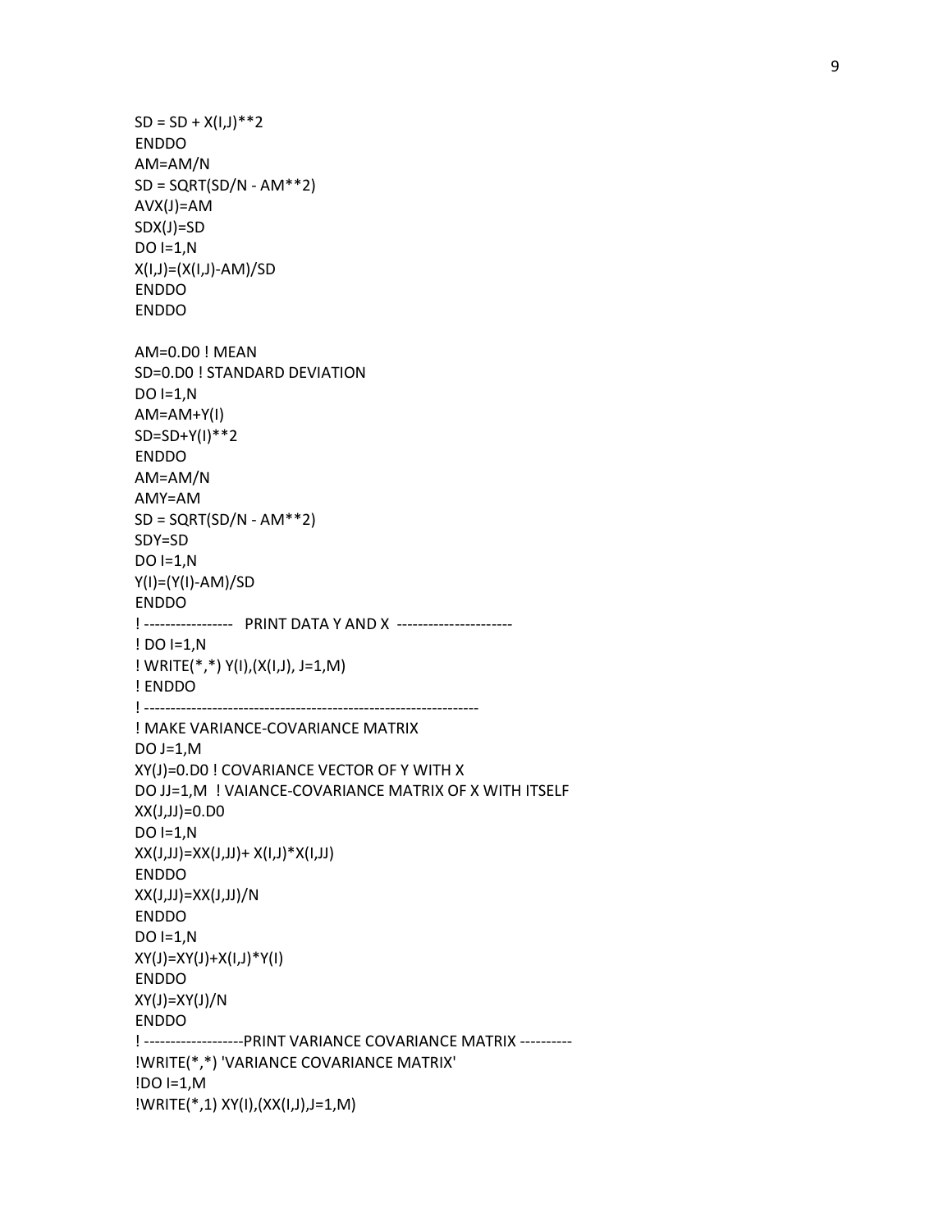```
SD = SD + X(I,J)**2
ENDDO
AM=AM/N
SD = SQRT(SD/N - AM**2)
AVX(J)=AM
SDX(J)=SD
DO I=1,N
X(I,J)=(X(I,J)-AM)/SD
ENDDO
ENDDO

AM=0.D0 ! MEAN
SD=0.D0 ! STANDARD DEVIATION
DO I=1,N
AM=AM+Y(I)
SD=SD+Y(I)**2
ENDDO
AM=AM/N
AMY=AM
SD = SQRT(SD/N - AM**2)
SDY=SD
DO I=1,N
Y(I)=(Y(I)-AM)/SD
ENDDO
! -----------------   PRINT DATA Y AND X  ----------------------
! DO I=1,N
! WRITE(*,*) Y(I),(X(I,J), J=1,M)
! ENDDO
! ----------------------------------------------------------------
! MAKE VARIANCE-COVARIANCE MATRIX
DO J=1,M
XY(J)=0.D0 ! COVARIANCE VECTOR OF Y WITH X
DO JJ=1,M  ! VAIANCE-COVARIANCE MATRIX OF X WITH ITSELF
XX(J,JJ)=0.D0
DO I=1,N
XX(J,JJ)=XX(J,JJ)+ X(I,J)*X(I,JJ)
ENDDO
XX(J,JJ)=XX(J,JJ)/N
ENDDO
DO I=1,N
XY(J)=XY(J)+X(I,J)*Y(I)
ENDDO
XY(J)=XY(J)/N
ENDDO
! -------------------PRINT VARIANCE COVARIANCE MATRIX ----------
!WRITE(*,*) 'VARIANCE COVARIANCE MATRIX'
!DO I=1,M
!WRITE(*,1) XY(I),(XX(I,J),J=1,M)
```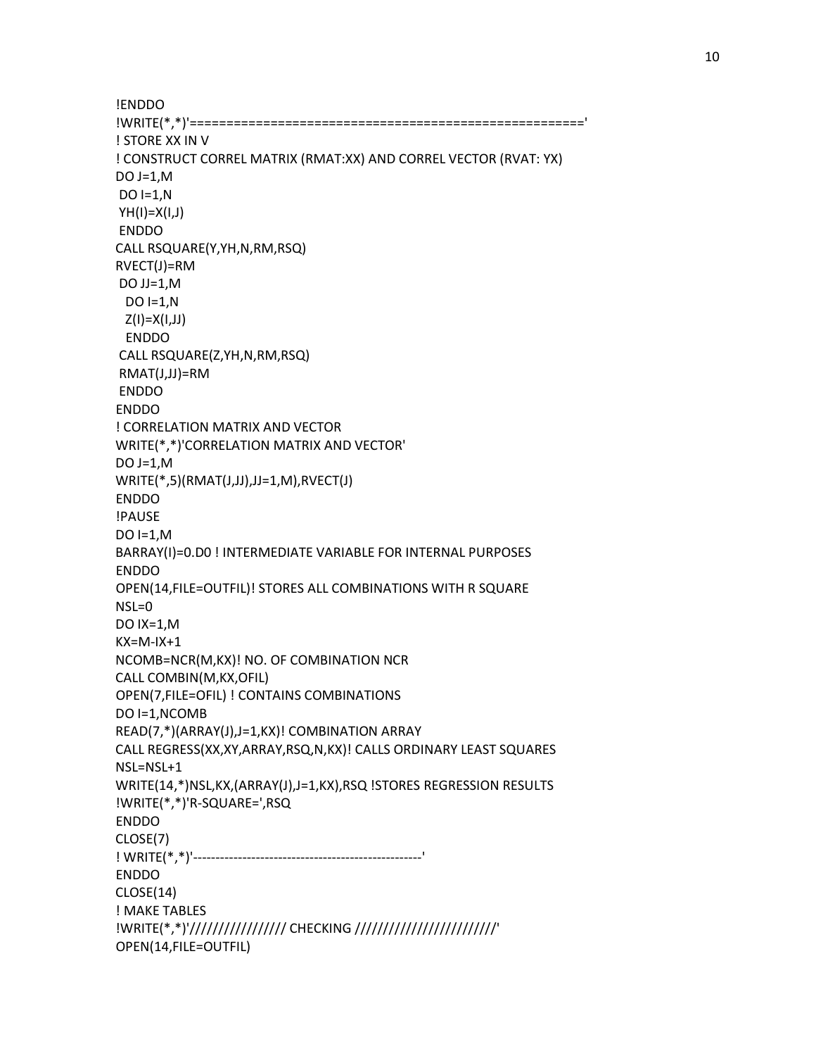```
!ENDDO
!WRITE(*,*)'======================================================'
! STORE XX IN V
! CONSTRUCT CORREL MATRIX (RMAT:XX) AND CORREL VECTOR (RVAT: YX)
DO J=1,M
 DO I=1,N
 YH(I)=X(I,J)
 ENDDO
CALL RSQUARE(Y,YH,N,RM,RSQ)
RVECT(J)=RM
 DO JJ=1,M
   DO I=1,N
   Z(I)=X(I,JJ)
   ENDDO
 CALL RSQUARE(Z,YH,N,RM,RSQ)
 RMAT(J,JJ)=RM
 ENDDO
ENDDO
! CORRELATION MATRIX AND VECTOR
WRITE(*,*)'CORRELATION MATRIX AND VECTOR'
DO J=1,M
WRITE(*,5)(RMAT(J,JJ),JJ=1,M),RVECT(J)
ENDDO
!PAUSE
DO I=1,M
BARRAY(I)=0.D0 ! INTERMEDIATE VARIABLE FOR INTERNAL PURPOSES
ENDDO
OPEN(14,FILE=OUTFIL)! STORES ALL COMBINATIONS WITH R SQUARE
NSL=0
DO IX=1,M
KX=M-IX+1
NCOMB=NCR(M,KX)! NO. OF COMBINATION NCR
CALL COMBIN(M,KX,OFIL)
OPEN(7,FILE=OFIL) ! CONTAINS COMBINATIONS
DO I=1,NCOMB
READ(7,*)(ARRAY(J),J=1,KX)! COMBINATION ARRAY
CALL REGRESS(XX,XY,ARRAY,RSQ,N,KX)! CALLS ORDINARY LEAST SQUARES
NSL=NSL+1
WRITE(14,*)NSL,KX,(ARRAY(J),J=1,KX),RSQ !STORES REGRESSION RESULTS
!WRITE(*,*)'R-SQUARE=',RSQ
ENDDO
CLOSE(7)
! WRITE(*,*)'----------------------------------------------------'
ENDDO
CLOSE(14)
! MAKE TABLES
!WRITE(*,*)'///////////////// CHECKING ////////////////////////'
OPEN(14,FILE=OUTFIL)
```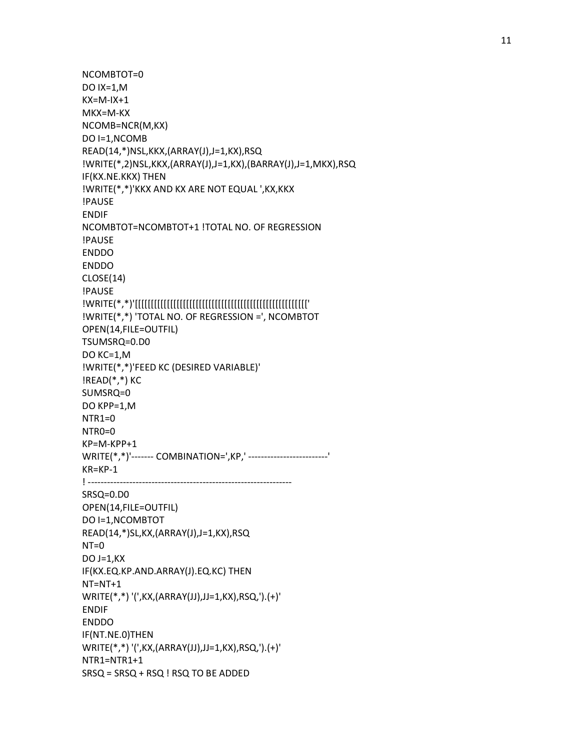```
NCOMBTOT=0
DO IX=1,M
KX=M-IX+1
MKX=M-KX
NCOMB=NCR(M,KX)
DO I=1,NCOMB
READ(14,*)NSL,KKX,(ARRAY(J),J=1,KX),RSQ
!WRITE(*,2)NSL,KKX,(ARRAY(J),J=1,KX),(BARRAY(J),J=1,MKX),RSQ
IF(KX.NE.KKX) THEN
!WRITE(*,*)'KKX AND KX ARE NOT EQUAL ',KX,KKX
!PAUSE
ENDIF
NCOMBTOT=NCOMBTOT+1 !TOTAL NO. OF REGRESSION
!PAUSE
ENDDO
ENDDO
CLOSE(14)
!PAUSE
!WRITE(*,*)'[[[[[[[[[[[[[[[[[[[[[[[[[[[[[[[[[[[[[[[[[[[[[[[[[[[[[[[[['
!WRITE(*,*) 'TOTAL NO. OF REGRESSION =', NCOMBTOT
OPEN(14,FILE=OUTFIL)
TSUMSRQ=0.D0
DO KC=1,M
!WRITE(*,*)'FEED KC (DESIRED VARIABLE)'
!READ(*,*) KC
SUMSRQ=0
DO KPP=1,M
NTR1=0
NTR0=0
KP=M-KPP+1
WRITE(*,*)'------- COMBINATION=',KP,' -------------------------'
KR=KP-1
! ----------------------------------------------------------------
SRSQ=0.D0
OPEN(14,FILE=OUTFIL)
DO I=1,NCOMBTOT
READ(14,*)SL,KX,(ARRAY(J),J=1,KX),RSQ
NT=0
DO J=1,KX
IF(KX.EQ.KP.AND.ARRAY(J).EQ.KC) THEN
NT=NT+1
WRITE(*,*) '(',KX,(ARRAY(JJ),JJ=1,KX),RSQ,').(+)'
ENDIF
ENDDO
IF(NT.NE.0)THEN
WRITE(*,*) '(',KX,(ARRAY(JJ),JJ=1,KX),RSQ,').(+)'
NTR1=NTR1+1
SRSQ = SRSQ + RSQ ! RSQ TO BE ADDED
```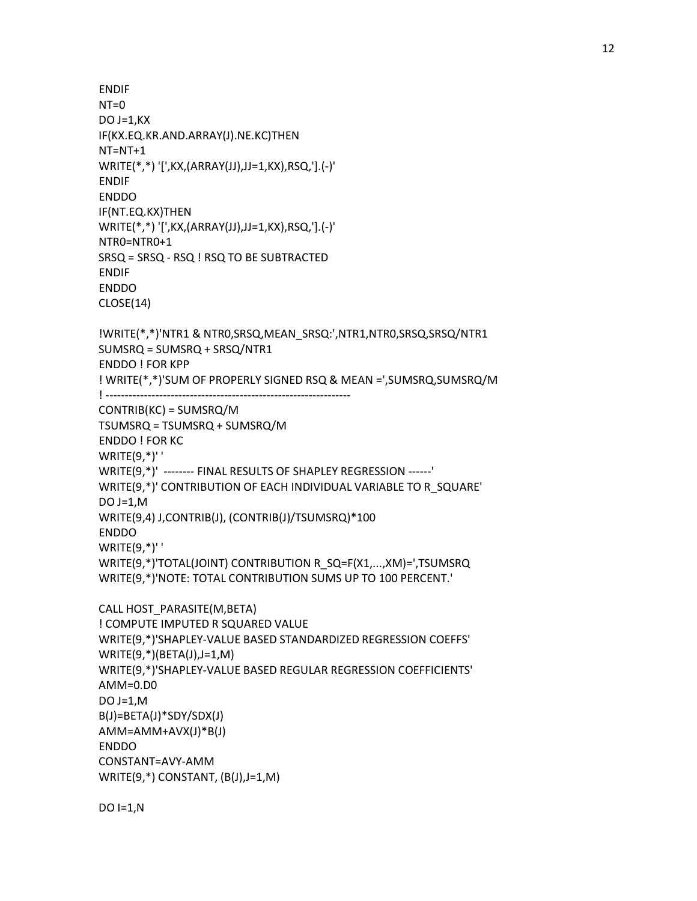```
ENDIF
NT=0
DO J=1,KX
IF(KX.EQ.KR.AND.ARRAY(J).NE.KC)THEN
NT=NT+1
WRITE(*,*) '[',KX,(ARRAY(JJ),JJ=1,KX),RSQ,'].(-)'
ENDIF
ENDDO
IF(NT.EQ.KX)THEN
WRITE(*,*) '[',KX,(ARRAY(JJ),JJ=1,KX),RSQ,'].(-)'
NTR0=NTR0+1
SRSQ = SRSQ - RSQ ! RSQ TO BE SUBTRACTED
ENDIF
ENDDO
CLOSE(14)

!WRITE(*,*)'NTR1 & NTR0,SRSQ,MEAN_SRSQ:',NTR1,NTR0,SRSQ,SRSQ/NTR1
SUMSRQ = SUMSRQ + SRSQ/NTR1
ENDDO ! FOR KPP
! WRITE(*,*)'SUM OF PROPERLY SIGNED RSQ & MEAN =',SUMSRQ,SUMSRQ/M
! ----------------------------------------------------------------
CONTRIB(KC) = SUMSRQ/M
TSUMSRQ = TSUMSRQ + SUMSRQ/M
ENDDO ! FOR KC
WRITE(9,*)' '
WRITE(9,*)'  -------- FINAL RESULTS OF SHAPLEY REGRESSION ------'
WRITE(9,*)' CONTRIBUTION OF EACH INDIVIDUAL VARIABLE TO R_SQUARE'
DO J=1,M
WRITE(9,4) J,CONTRIB(J), (CONTRIB(J)/TSUMSRQ)*100
ENDDO
WRITE(9,*)' '
WRITE(9,*)'TOTAL(JOINT) CONTRIBUTION R_SQ=F(X1,...,XM)=',TSUMSRQ
WRITE(9,*)'NOTE: TOTAL CONTRIBUTION SUMS UP TO 100 PERCENT.'

CALL HOST_PARASITE(M,BETA)
! COMPUTE IMPUTED R SQUARED VALUE
WRITE(9,*)'SHAPLEY-VALUE BASED STANDARDIZED REGRESSION COEFFS'
WRITE(9,*)(BETA(J),J=1,M)
WRITE(9,*)'SHAPLEY-VALUE BASED REGULAR REGRESSION COEFFICIENTS'
AMM=0.D0
DO J=1,M
B(J)=BETA(J)*SDY/SDX(J)
AMM=AMM+AVX(J)*B(J)
ENDDO
CONSTANT=AVY-AMM
WRITE(9,*) CONSTANT, (B(J),J=1,M)

DO I=1,N
```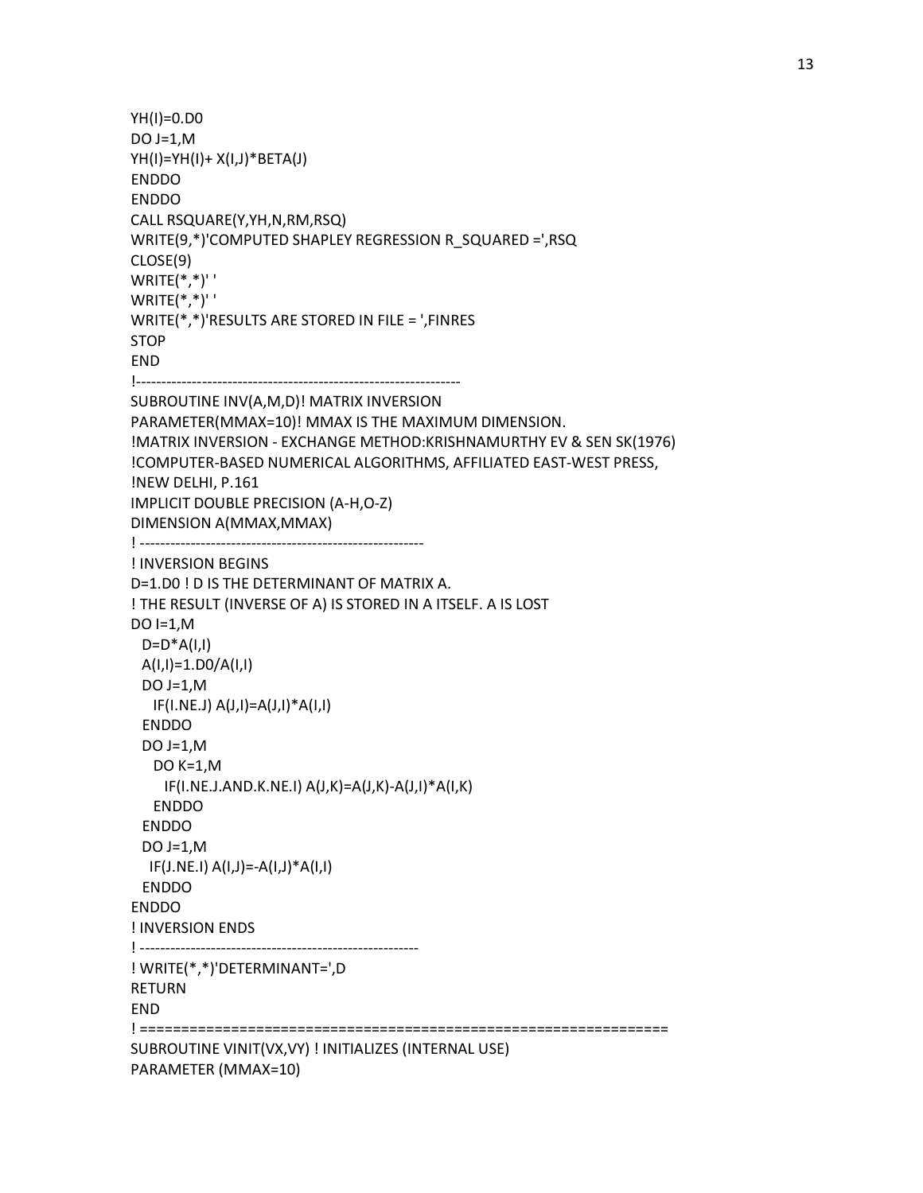```
YH(I)=0.D0
DO J=1,M
YH(I)=YH(I)+ X(I,J)*BETA(J)
ENDDO
ENDDO
CALL RSQUARE(Y,YH,N,RM,RSQ)
WRITE(9,*)'COMPUTED SHAPLEY REGRESSION R_SQUARED =',RSQ
CLOSE(9)
WRITE(*,*)' '
WRITE(*,*)' '
WRITE(*,*)'RESULTS ARE STORED IN FILE = ',FINRES
STOP
END
!-----------------------------------------------------------------
SUBROUTINE INV(A,M,D)! MATRIX INVERSION
PARAMETER(MMAX=10)! MMAX IS THE MAXIMUM DIMENSION.
!MATRIX INVERSION - EXCHANGE METHOD:KRISHNAMURTHY EV & SEN SK(1976)
!COMPUTER-BASED NUMERICAL ALGORITHMS, AFFILIATED EAST-WEST PRESS,
!NEW DELHI, P.161
IMPLICIT DOUBLE PRECISION (A-H,O-Z)
DIMENSION A(MMAX,MMAX)
! --------------------------------------------------------
! INVERSION BEGINS
D=1.D0 ! D IS THE DETERMINANT OF MATRIX A.
! THE RESULT (INVERSE OF A) IS STORED IN A ITSELF. A IS LOST
DO I=1,M
  D=D*A(I,I)
  A(I,I)=1.D0/A(I,I)
  DO J=1,M
    IF(I.NE.J) A(J,I)=A(J,I)*A(I,I)
  ENDDO
  DO J=1,M
    DO K=1,M
      IF(I.NE.J.AND.K.NE.I) A(J,K)=A(J,K)-A(J,I)*A(I,K)
    ENDDO
  ENDDO
  DO J=1,M
   IF(J.NE.I) A(I,J)=-A(I,J)*A(I,I)
  ENDDO
ENDDO
! INVERSION ENDS
! --------------------------------------------------------
! WRITE(*,*)'DETERMINANT=',D
RETURN
END
! ================================================================
SUBROUTINE VINIT(VX,VY) ! INITIALIZES (INTERNAL USE)
PARAMETER (MMAX=10)
```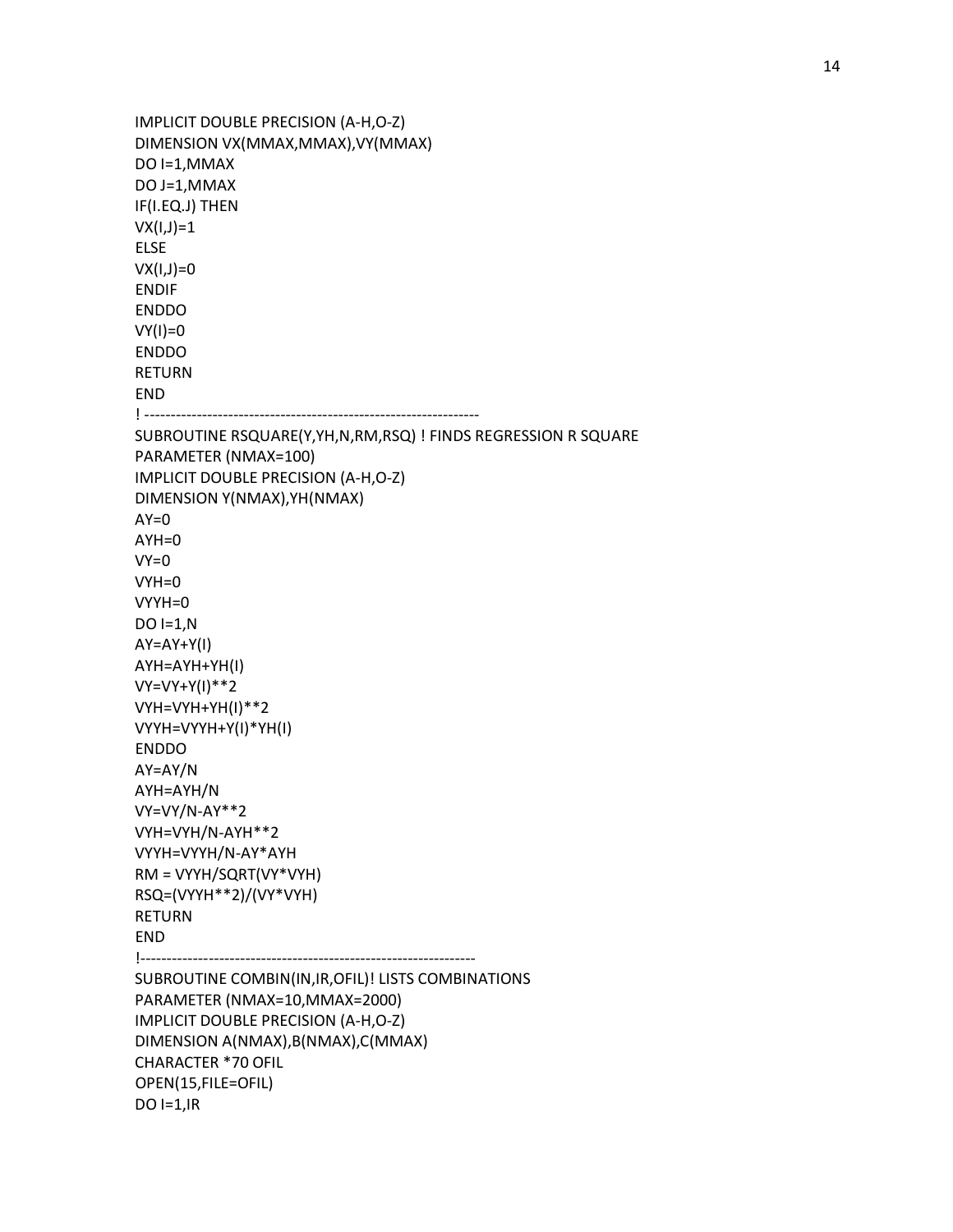```
IMPLICIT DOUBLE PRECISION (A-H,O-Z)
DIMENSION VX(MMAX,MMAX),VY(MMAX)
DO I=1,MMAX
DO J=1,MMAX
IF(I.EQ.J) THEN
VX(I,J)=1
ELSE
VX(I,J)=0
ENDIF
ENDDO
VY(I)=0
ENDDO
RETURN
END
! ----------------------------------------------------------------
SUBROUTINE RSQUARE(Y,YH,N,RM,RSQ) ! FINDS REGRESSION R SQUARE
PARAMETER (NMAX=100)
IMPLICIT DOUBLE PRECISION (A-H,O-Z)
DIMENSION Y(NMAX),YH(NMAX)
AY=0
AYH=0
VY=0
VYH=0
VYYH=0
DO I=1,N
AY=AY+Y(I)
AYH=AYH+YH(I)
VY=VY+Y(I)**2
VYH=VYH+YH(I)**2
VYYH=VYYH+Y(I)*YH(I)
ENDDO
AY=AY/N
AYH=AYH/N
VY=VY/N-AY**2
VYH=VYH/N-AYH**2
VYYH=VYYH/N-AY*AYH
RM = VYYH/SQRT(VY*VYH)
RSQ=(VYYH**2)/(VY*VYH)
RETURN
END
!----------------------------------------------------------------
SUBROUTINE COMBIN(IN,IR,OFIL)! LISTS COMBINATIONS
PARAMETER (NMAX=10,MMAX=2000)
IMPLICIT DOUBLE PRECISION (A-H,O-Z)
DIMENSION A(NMAX),B(NMAX),C(MMAX)
CHARACTER *70 OFIL
OPEN(15,FILE=OFIL)
DO I=1,IR
```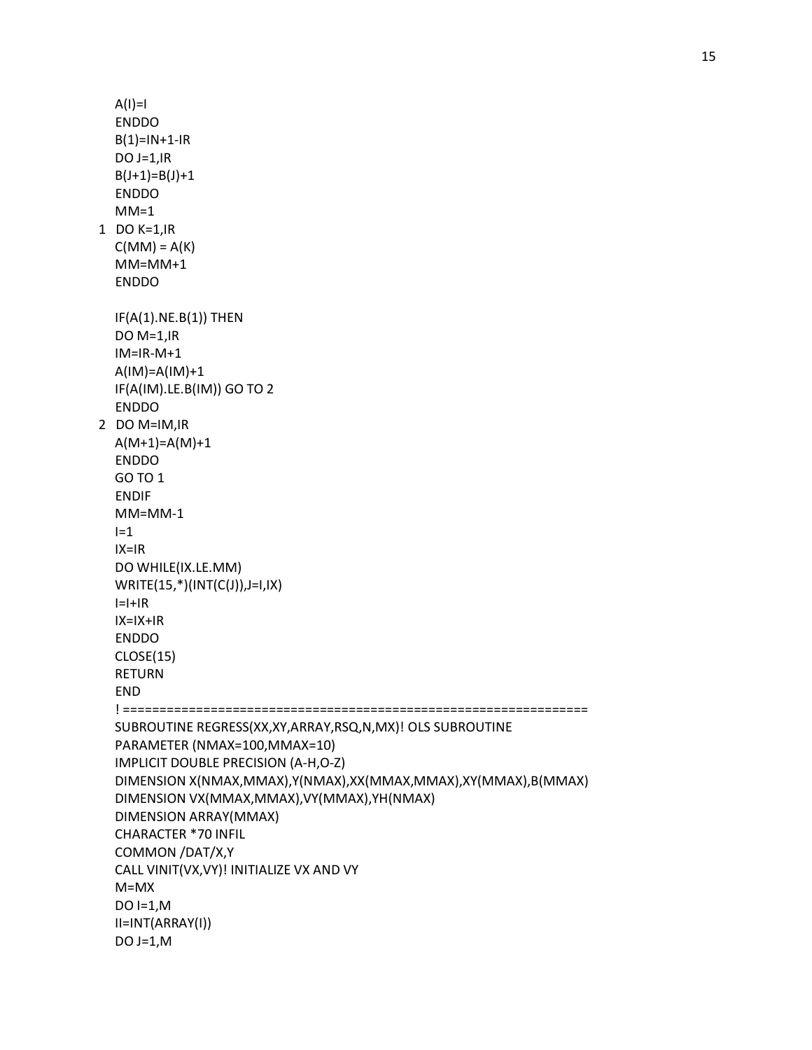```
      A(I)=I
      ENDDO
      B(1)=IN+1-IR
      DO J=1,IR
      B(J+1)=B(J)+1
      ENDDO
      MM=1
1     DO K=1,IR
      C(MM) = A(K)
      MM=MM+1
      ENDDO

      IF(A(1).NE.B(1)) THEN
      DO M=1,IR
      IM=IR-M+1
      A(IM)=A(IM)+1
      IF(A(IM).LE.B(IM)) GO TO 2
      ENDDO
2     DO M=IM,IR
      A(M+1)=A(M)+1
      ENDDO
      GO TO 1
      ENDIF
      MM=MM-1
      I=1
      IX=IR
      DO WHILE(IX.LE.MM)
      WRITE(15,*)(INT(C(J)),J=I,IX)
      I=I+IR
      IX=IX+IR
      ENDDO
      CLOSE(15)
      RETURN
      END
      ! ================================================================
      SUBROUTINE REGRESS(XX,XY,ARRAY,RSQ,N,MX)! OLS SUBROUTINE
      PARAMETER (NMAX=100,MMAX=10)
      IMPLICIT DOUBLE PRECISION (A-H,O-Z)
      DIMENSION X(NMAX,MMAX),Y(NMAX),XX(MMAX,MMAX),XY(MMAX),B(MMAX)
      DIMENSION VX(MMAX,MMAX),VY(MMAX),YH(NMAX)
      DIMENSION ARRAY(MMAX)
      CHARACTER *70 INFIL
      COMMON /DAT/X,Y
      CALL VINIT(VX,VY)! INITIALIZE VX AND VY
      M=MX
      DO I=1,M
      II=INT(ARRAY(I))
      DO J=1,M
```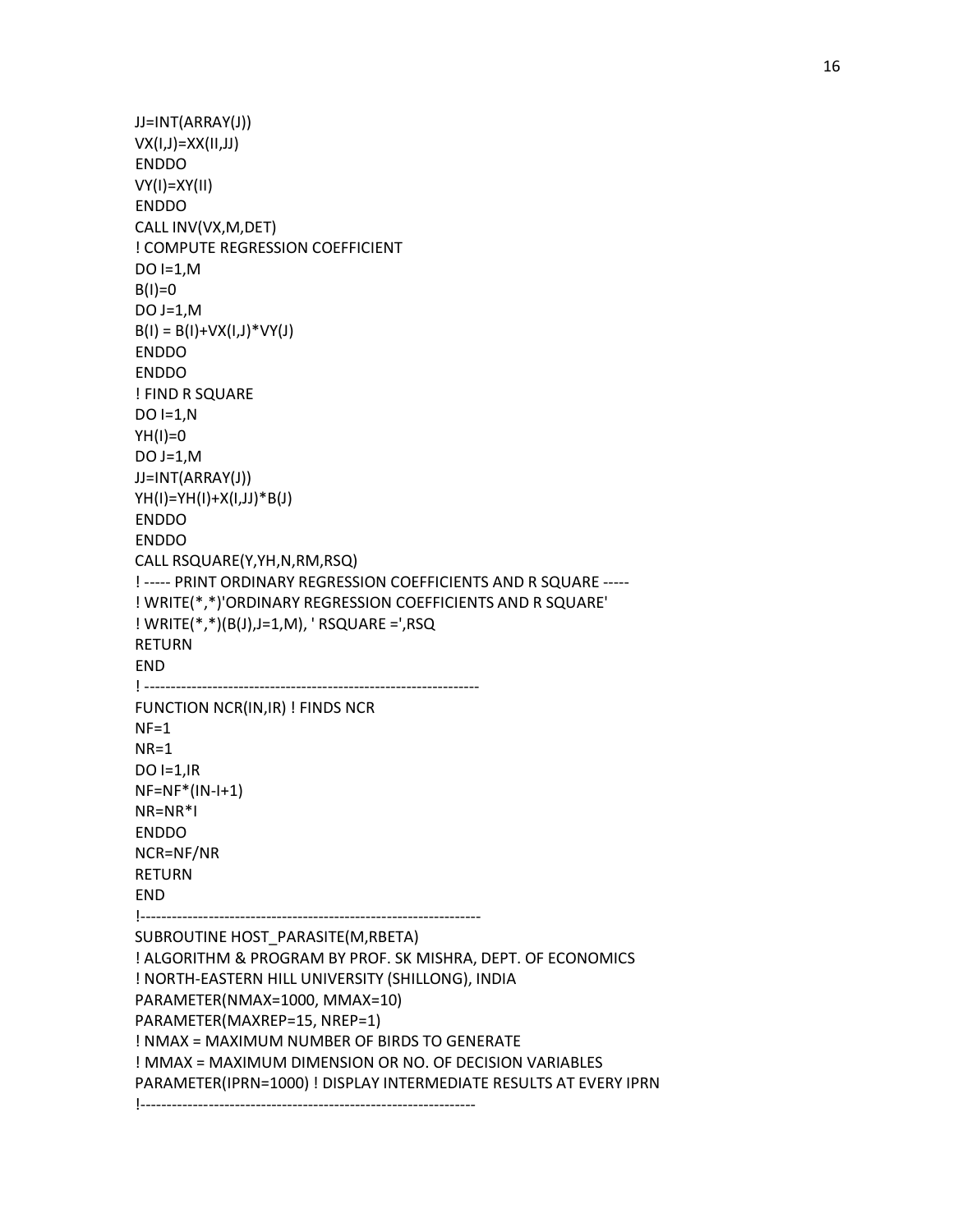```
JJ=INT(ARRAY(J))
VX(I,J)=XX(II,JJ)
ENDDO
VY(I)=XY(II)
ENDDO
CALL INV(VX,M,DET)
! COMPUTE REGRESSION COEFFICIENT
DO I=1,M
B(I)=0
DO J=1,M
B(I) = B(I)+VX(I,J)*VY(J)
ENDDO
ENDDO
! FIND R SQUARE
DO I=1,N
YH(I)=0
DO J=1,M
JJ=INT(ARRAY(J))
YH(I)=YH(I)+X(I,JJ)*B(J)
ENDDO
ENDDO
CALL RSQUARE(Y,YH,N,RM,RSQ)
! ----- PRINT ORDINARY REGRESSION COEFFICIENTS AND R SQUARE -----
! WRITE(*,*)'ORDINARY REGRESSION COEFFICIENTS AND R SQUARE'
! WRITE(*,*)(B(J),J=1,M), ' RSQUARE =',RSQ
RETURN
END
! ----------------------------------------------------------------
FUNCTION NCR(IN,IR) ! FINDS NCR
NF=1
NR=1
DO I=1,IR
NF=NF*(IN-I+1)
NR=NR*I
ENDDO
NCR=NF/NR
RETURN
END
!-----------------------------------------------------------------
SUBROUTINE HOST_PARASITE(M,RBETA)
! ALGORITHM & PROGRAM BY PROF. SK MISHRA, DEPT. OF ECONOMICS
! NORTH-EASTERN HILL UNIVERSITY (SHILLONG), INDIA
PARAMETER(NMAX=1000, MMAX=10)
PARAMETER(MAXREP=15, NREP=1)
! NMAX = MAXIMUM NUMBER OF BIRDS TO GENERATE
! MMAX = MAXIMUM DIMENSION OR NO. OF DECISION VARIABLES
PARAMETER(IPRN=1000) ! DISPLAY INTERMEDIATE RESULTS AT EVERY IPRN
!----------------------------------------------------------------
```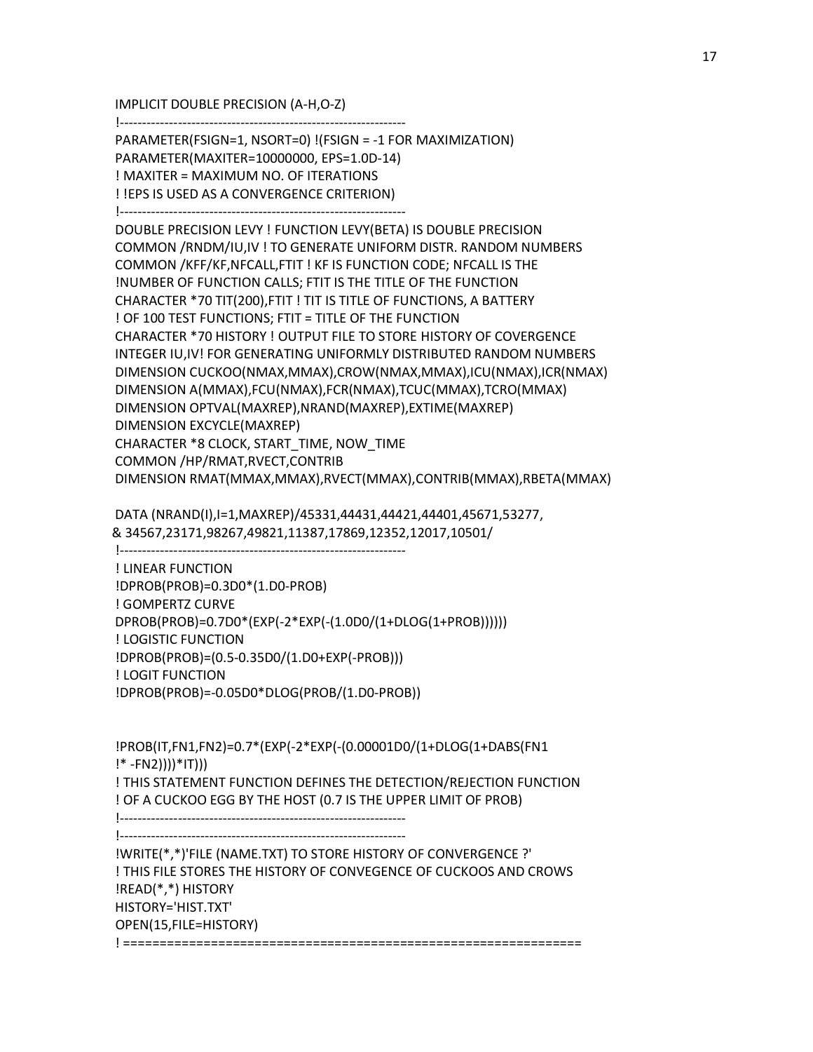```
IMPLICIT DOUBLE PRECISION (A-H,O-Z)
!---------------------------------------------------------------
PARAMETER(FSIGN=1, NSORT=0) !(FSIGN = -1 FOR MAXIMIZATION)
PARAMETER(MAXITER=10000000, EPS=1.0D-14)
! MAXITER = MAXIMUM NO. OF ITERATIONS
! !EPS IS USED AS A CONVERGENCE CRITERION)
!---------------------------------------------------------------
DOUBLE PRECISION LEVY ! FUNCTION LEVY(BETA) IS DOUBLE PRECISION
COMMON /RNDM/IU,IV ! TO GENERATE UNIFORM DISTR. RANDOM NUMBERS
COMMON /KFF/KF,NFCALL,FTIT ! KF IS FUNCTION CODE; NFCALL IS THE
!NUMBER OF FUNCTION CALLS; FTIT IS THE TITLE OF THE FUNCTION
CHARACTER *70 TIT(200),FTIT ! TIT IS TITLE OF FUNCTIONS, A BATTERY
! OF 100 TEST FUNCTIONS; FTIT = TITLE OF THE FUNCTION
CHARACTER *70 HISTORY ! OUTPUT FILE TO STORE HISTORY OF COVERGENCE
INTEGER IU,IV! FOR GENERATING UNIFORMLY DISTRIBUTED RANDOM NUMBERS
DIMENSION CUCKOO(NMAX,MMAX),CROW(NMAX,MMAX),ICU(NMAX),ICR(NMAX)
DIMENSION A(MMAX),FCU(NMAX),FCR(NMAX),TCUC(MMAX),TCRO(MMAX)
DIMENSION OPTVAL(MAXREP),NRAND(MAXREP),EXTIME(MAXREP)
DIMENSION EXCYCLE(MAXREP)
CHARACTER *8 CLOCK, START_TIME, NOW_TIME
COMMON /HP/RMAT,RVECT,CONTRIB
DIMENSION RMAT(MMAX,MMAX),RVECT(MMAX),CONTRIB(MMAX),RBETA(MMAX)

DATA (NRAND(I),I=1,MAXREP)/45331,44431,44421,44401,45671,53277,
& 34567,23171,98267,49821,11387,17869,12352,12017,10501/
!---------------------------------------------------------------
! LINEAR FUNCTION
!DPROB(PROB)=0.3D0*(1.D0-PROB)
! GOMPERTZ CURVE
DPROB(PROB)=0.7D0*(EXP(-2*EXP(-(1.0D0/(1+DLOG(1+PROB))))))
! LOGISTIC FUNCTION
!DPROB(PROB)=(0.5-0.35D0/(1.D0+EXP(-PROB)))
! LOGIT FUNCTION
!DPROB(PROB)=-0.05D0*DLOG(PROB/(1.D0-PROB))


!PROB(IT,FN1,FN2)=0.7*(EXP(-2*EXP(-(0.00001D0/(1+DLOG(1+DABS(FN1
!* -FN2))))*IT)))
! THIS STATEMENT FUNCTION DEFINES THE DETECTION/REJECTION FUNCTION
! OF A CUCKOO EGG BY THE HOST (0.7 IS THE UPPER LIMIT OF PROB)
!---------------------------------------------------------------
!---------------------------------------------------------------
!WRITE(*,*)'FILE (NAME.TXT) TO STORE HISTORY OF CONVERGENCE ?'
! THIS FILE STORES THE HISTORY OF CONVEGENCE OF CUCKOOS AND CROWS
!READ(*,*) HISTORY
HISTORY='HIST.TXT'
OPEN(15,FILE=HISTORY)
! ==============================================================
```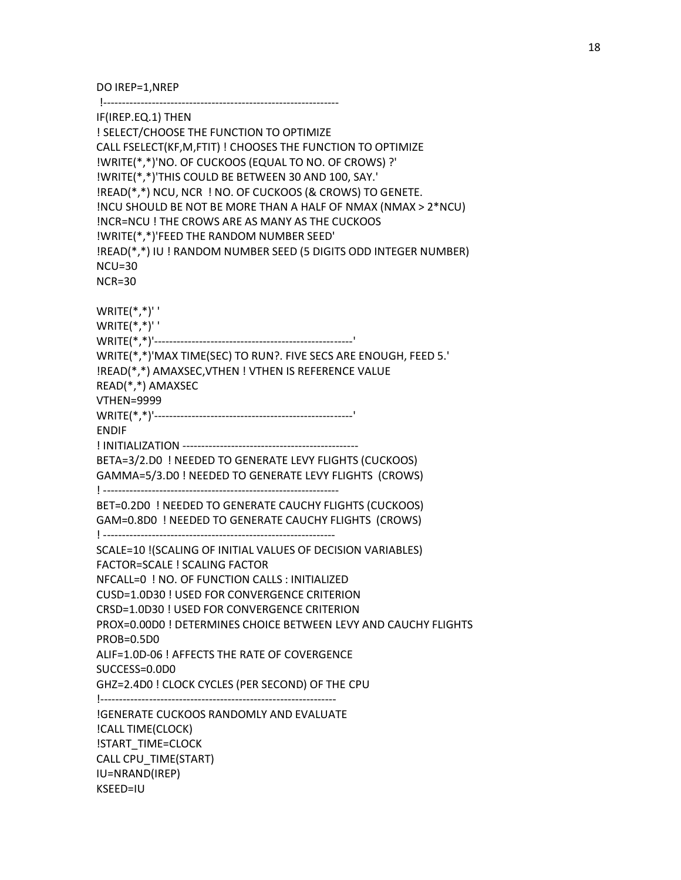```
DO IREP=1,NREP
 !--------------------------------------------------------------
IF(IREP.EQ.1) THEN
! SELECT/CHOOSE THE FUNCTION TO OPTIMIZE
CALL FSELECT(KF,M,FTIT) ! CHOOSES THE FUNCTION TO OPTIMIZE
!WRITE(*,*)'NO. OF CUCKOOS (EQUAL TO NO. OF CROWS) ?'
!WRITE(*,*)'THIS COULD BE BETWEEN 30 AND 100, SAY.'
!READ(*,*) NCU, NCR  ! NO. OF CUCKOOS (& CROWS) TO GENETE.
!NCU SHOULD BE NOT BE MORE THAN A HALF OF NMAX (NMAX > 2*NCU)
!NCR=NCU ! THE CROWS ARE AS MANY AS THE CUCKOOS
!WRITE(*,*)'FEED THE RANDOM NUMBER SEED'
!READ(*,*) IU ! RANDOM NUMBER SEED (5 DIGITS ODD INTEGER NUMBER)
NCU=30
NCR=30

WRITE(*,*)' '
WRITE(*,*)' '
WRITE(*,*)'----------------------------------------------------'
WRITE(*,*)'MAX TIME(SEC) TO RUN?. FIVE SECS ARE ENOUGH, FEED 5.'
!READ(*,*) AMAXSEC,VTHEN ! VTHEN IS REFERENCE VALUE
READ(*,*) AMAXSEC
VTHEN=9999
WRITE(*,*)'----------------------------------------------------'
ENDIF
! INITIALIZATION ----------------------------------------------
BETA=3/2.D0  ! NEEDED TO GENERATE LEVY FLIGHTS (CUCKOOS)
GAMMA=5/3.D0 ! NEEDED TO GENERATE LEVY FLIGHTS  (CROWS)
! --------------------------------------------------------------
BET=0.2D0  ! NEEDED TO GENERATE CAUCHY FLIGHTS (CUCKOOS)
GAM=0.8D0  ! NEEDED TO GENERATE CAUCHY FLIGHTS  (CROWS)
! -------------------------------------------------------------
SCALE=10 !(SCALING OF INITIAL VALUES OF DECISION VARIABLES)
FACTOR=SCALE ! SCALING FACTOR
NFCALL=0  ! NO. OF FUNCTION CALLS : INITIALIZED
CUSD=1.0D30 ! USED FOR CONVERGENCE CRITERION
CRSD=1.0D30 ! USED FOR CONVERGENCE CRITERION
PROX=0.00D0 ! DETERMINES CHOICE BETWEEN LEVY AND CAUCHY FLIGHTS
PROB=0.5D0
ALIF=1.0D-06 ! AFFECTS THE RATE OF COVERGENCE
SUCCESS=0.0D0
GHZ=2.4D0 ! CLOCK CYCLES (PER SECOND) OF THE CPU
!--------------------------------------------------------------
!GENERATE CUCKOOS RANDOMLY AND EVALUATE
!CALL TIME(CLOCK)
!START_TIME=CLOCK
CALL CPU_TIME(START)
IU=NRAND(IREP)
KSEED=IU
```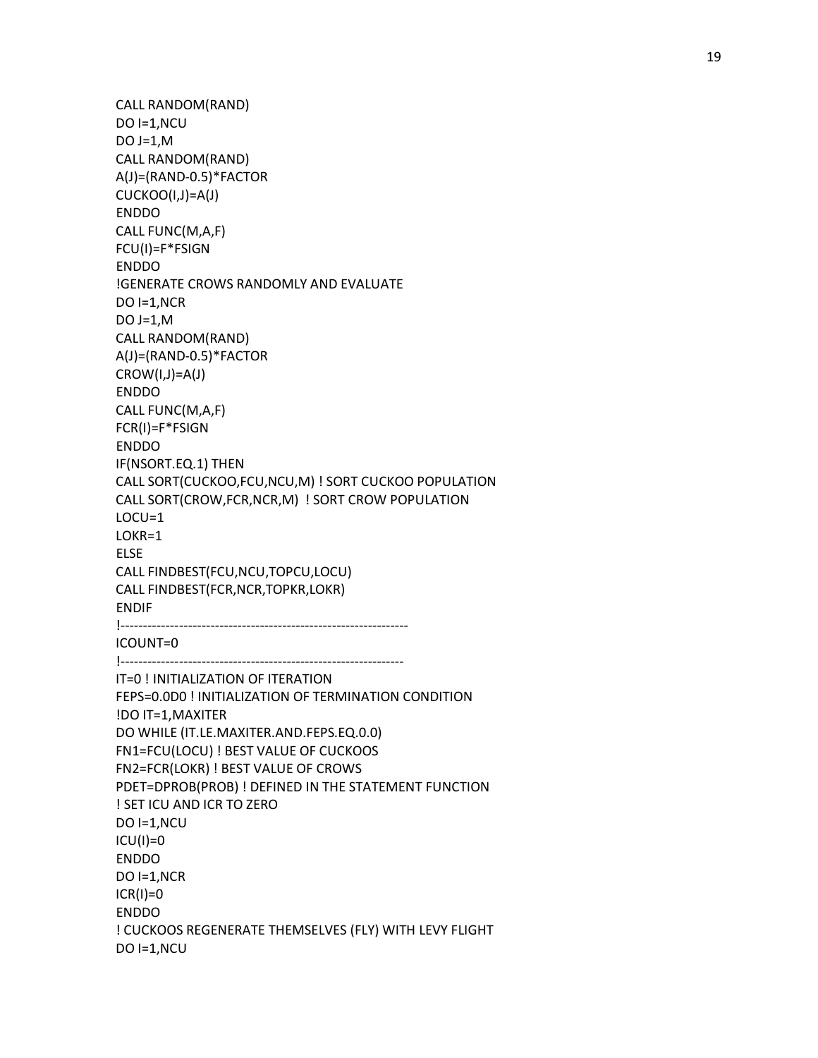```
CALL RANDOM(RAND)
DO I=1,NCU
DO J=1,M
CALL RANDOM(RAND)
A(J)=(RAND-0.5)*FACTOR
CUCKOO(I,J)=A(J)
ENDDO
CALL FUNC(M,A,F)
FCU(I)=F*FSIGN
ENDDO
!GENERATE CROWS RANDOMLY AND EVALUATE
DO I=1,NCR
DO J=1,M
CALL RANDOM(RAND)
A(J)=(RAND-0.5)*FACTOR
CROW(I,J)=A(J)
ENDDO
CALL FUNC(M,A,F)
FCR(I)=F*FSIGN
ENDDO
IF(NSORT.EQ.1) THEN
CALL SORT(CUCKOO,FCU,NCU,M) ! SORT CUCKOO POPULATION
CALL SORT(CROW,FCR,NCR,M)  ! SORT CROW POPULATION
LOCU=1
LOKR=1
ELSE
CALL FINDBEST(FCU,NCU,TOPCU,LOCU)
CALL FINDBEST(FCR,NCR,TOPKR,LOKR)
ENDIF
!----------------------------------------------------------------
ICOUNT=0
!----------------------------------------------------------------
IT=0 ! INITIALIZATION OF ITERATION
FEPS=0.0D0 ! INITIALIZATION OF TERMINATION CONDITION
!DO IT=1,MAXITER
DO WHILE (IT.LE.MAXITER.AND.FEPS.EQ.0.0)
FN1=FCU(LOCU) ! BEST VALUE OF CUCKOOS
FN2=FCR(LOKR) ! BEST VALUE OF CROWS
PDET=DPROB(PROB) ! DEFINED IN THE STATEMENT FUNCTION
! SET ICU AND ICR TO ZERO
DO I=1,NCU
ICU(I)=0
ENDDO
DO I=1,NCR
ICR(I)=0
ENDDO
! CUCKOOS REGENERATE THEMSELVES (FLY) WITH LEVY FLIGHT
DO I=1,NCU
```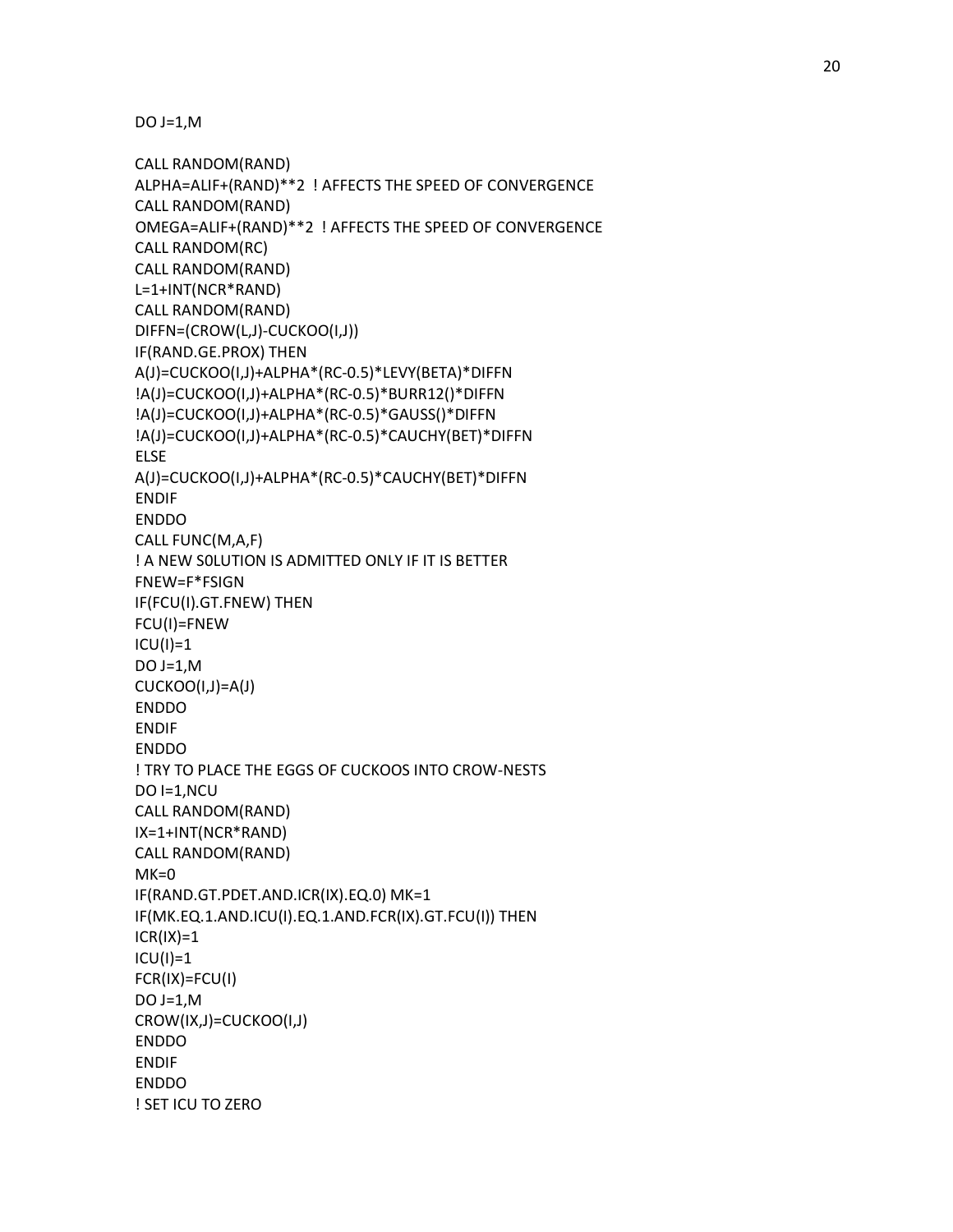```
DO J=1,M

CALL RANDOM(RAND)
ALPHA=ALIF+(RAND)**2  ! AFFECTS THE SPEED OF CONVERGENCE
CALL RANDOM(RAND)
OMEGA=ALIF+(RAND)**2  ! AFFECTS THE SPEED OF CONVERGENCE
CALL RANDOM(RC)
CALL RANDOM(RAND)
L=1+INT(NCR*RAND)
CALL RANDOM(RAND)
DIFFN=(CROW(L,J)-CUCKOO(I,J))
IF(RAND.GE.PROX) THEN
A(J)=CUCKOO(I,J)+ALPHA*(RC-0.5)*LEVY(BETA)*DIFFN
!A(J)=CUCKOO(I,J)+ALPHA*(RC-0.5)*BURR12()*DIFFN
!A(J)=CUCKOO(I,J)+ALPHA*(RC-0.5)*GAUSS()*DIFFN
!A(J)=CUCKOO(I,J)+ALPHA*(RC-0.5)*CAUCHY(BET)*DIFFN
ELSE
A(J)=CUCKOO(I,J)+ALPHA*(RC-0.5)*CAUCHY(BET)*DIFFN
ENDIF
ENDDO
CALL FUNC(M,A,F)
! A NEW S0LUTION IS ADMITTED ONLY IF IT IS BETTER
FNEW=F*FSIGN
IF(FCU(I).GT.FNEW) THEN
FCU(I)=FNEW
ICU(I)=1
DO J=1,M
CUCKOO(I,J)=A(J)
ENDDO
ENDIF
ENDDO
! TRY TO PLACE THE EGGS OF CUCKOOS INTO CROW-NESTS
DO I=1,NCU
CALL RANDOM(RAND)
IX=1+INT(NCR*RAND)
CALL RANDOM(RAND)
MK=0
IF(RAND.GT.PDET.AND.ICR(IX).EQ.0) MK=1
IF(MK.EQ.1.AND.ICU(I).EQ.1.AND.FCR(IX).GT.FCU(I)) THEN
ICR(IX)=1
ICU(I)=1
FCR(IX)=FCU(I)
DO J=1,M
CROW(IX,J)=CUCKOO(I,J)
ENDDO
ENDIF
ENDDO
! SET ICU TO ZERO
```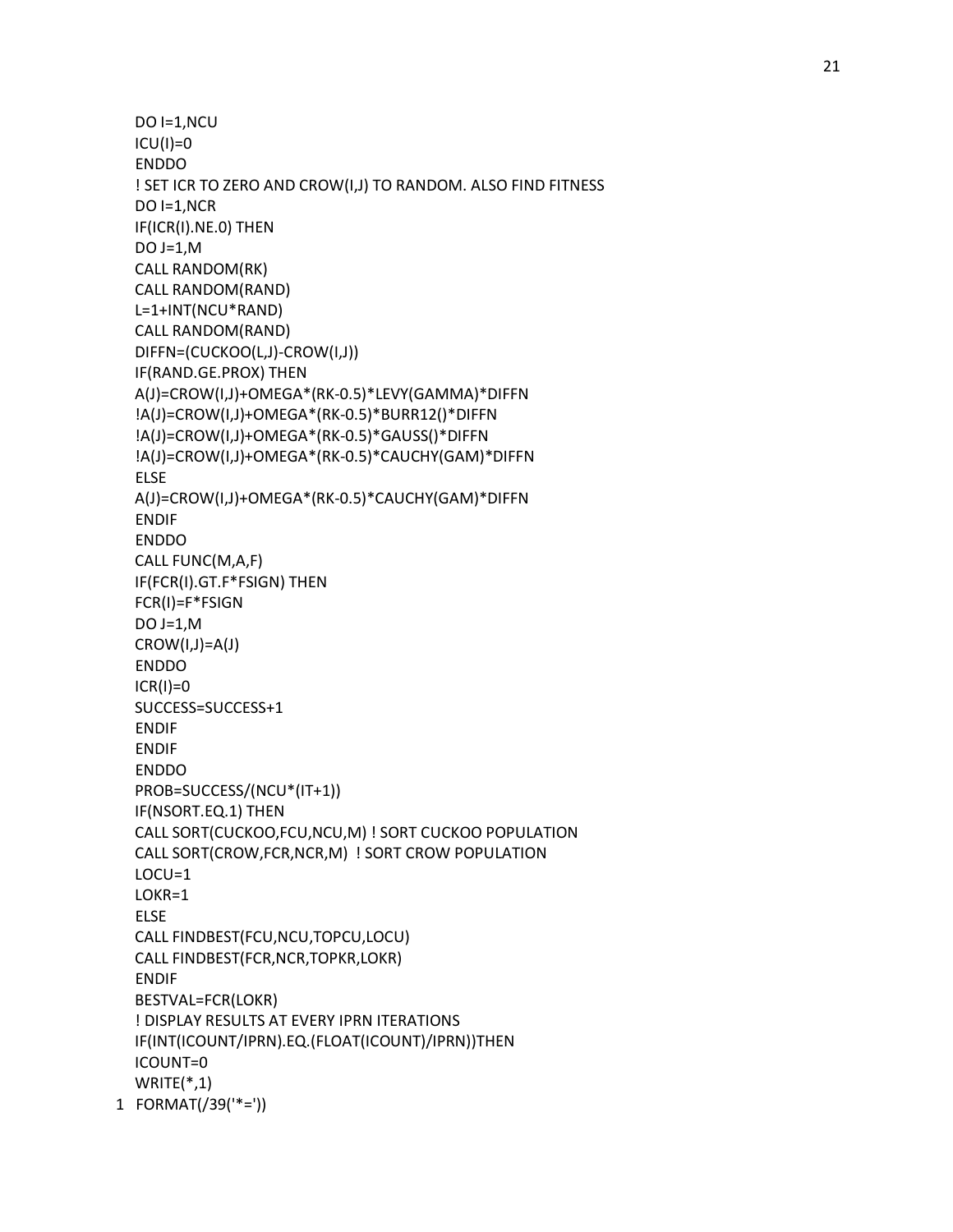```
      DO I=1,NCU
      ICU(I)=0
      ENDDO
      ! SET ICR TO ZERO AND CROW(I,J) TO RANDOM. ALSO FIND FITNESS
      DO I=1,NCR
      IF(ICR(I).NE.0) THEN
      DO J=1,M
      CALL RANDOM(RK)
      CALL RANDOM(RAND)
      L=1+INT(NCU*RAND)
      CALL RANDOM(RAND)
      DIFFN=(CUCKOO(L,J)-CROW(I,J))
      IF(RAND.GE.PROX) THEN
      A(J)=CROW(I,J)+OMEGA*(RK-0.5)*LEVY(GAMMA)*DIFFN
      !A(J)=CROW(I,J)+OMEGA*(RK-0.5)*BURR12()*DIFFN
      !A(J)=CROW(I,J)+OMEGA*(RK-0.5)*GAUSS()*DIFFN
      !A(J)=CROW(I,J)+OMEGA*(RK-0.5)*CAUCHY(GAM)*DIFFN
      ELSE
      A(J)=CROW(I,J)+OMEGA*(RK-0.5)*CAUCHY(GAM)*DIFFN
      ENDIF
      ENDDO
      CALL FUNC(M,A,F)
      IF(FCR(I).GT.F*FSIGN) THEN
      FCR(I)=F*FSIGN
      DO J=1,M
      CROW(I,J)=A(J)
      ENDDO
      ICR(I)=0
      SUCCESS=SUCCESS+1
      ENDIF
      ENDIF
      ENDDO
      PROB=SUCCESS/(NCU*(IT+1))
      IF(NSORT.EQ.1) THEN
      CALL SORT(CUCKOO,FCU,NCU,M) ! SORT CUCKOO POPULATION
      CALL SORT(CROW,FCR,NCR,M)  ! SORT CROW POPULATION
      LOCU=1
      LOKR=1
      ELSE
      CALL FINDBEST(FCU,NCU,TOPCU,LOCU)
      CALL FINDBEST(FCR,NCR,TOPKR,LOKR)
      ENDIF
      BESTVAL=FCR(LOKR)
      ! DISPLAY RESULTS AT EVERY IPRN ITERATIONS
      IF(INT(ICOUNT/IPRN).EQ.(FLOAT(ICOUNT)/IPRN))THEN
      ICOUNT=0
      WRITE(*,1)
    1 FORMAT(/39('*='))
```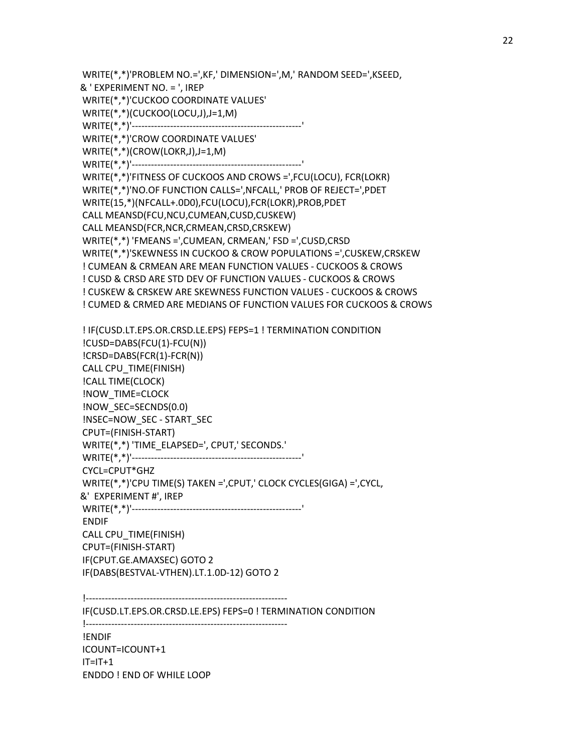```
 WRITE(*,*)'PROBLEM NO.=',KF,' DIMENSION=',M,' RANDOM SEED=',KSEED,
& ' EXPERIMENT NO. = ', IREP
 WRITE(*,*)'CUCKOO COORDINATE VALUES'
 WRITE(*,*)(CUCKOO(LOCU,J),J=1,M)
 WRITE(*,*)'-----------------------------------------------------'
 WRITE(*,*)'CROW COORDINATE VALUES'
 WRITE(*,*)(CROW(LOKR,J),J=1,M)
 WRITE(*,*)'-----------------------------------------------------'
 WRITE(*,*)'FITNESS OF CUCKOOS AND CROWS =',FCU(LOCU), FCR(LOKR)
 WRITE(*,*)'NO.OF FUNCTION CALLS=',NFCALL,' PROB OF REJECT=',PDET
 WRITE(15,*)(NFCALL+.0D0),FCU(LOCU),FCR(LOKR),PROB,PDET
 CALL MEANSD(FCU,NCU,CUMEAN,CUSD,CUSKEW)
 CALL MEANSD(FCR,NCR,CRMEAN,CRSD,CRSKEW)
 WRITE(*,*) 'FMEANS =',CUMEAN, CRMEAN,' FSD =',CUSD,CRSD
 WRITE(*,*)'SKEWNESS IN CUCKOO & CROW POPULATIONS =',CUSKEW,CRSKEW
 ! CUMEAN & CRMEAN ARE MEAN FUNCTION VALUES - CUCKOOS & CROWS
 ! CUSD & CRSD ARE STD DEV OF FUNCTION VALUES - CUCKOOS & CROWS
 ! CUSKEW & CRSKEW ARE SKEWNESS FUNCTION VALUES - CUCKOOS & CROWS
 ! CUMED & CRMED ARE MEDIANS OF FUNCTION VALUES FOR CUCKOOS & CROWS

 ! IF(CUSD.LT.EPS.OR.CRSD.LE.EPS) FEPS=1 ! TERMINATION CONDITION
 !CUSD=DABS(FCU(1)-FCU(N))
 !CRSD=DABS(FCR(1)-FCR(N))
 CALL CPU_TIME(FINISH)
 !CALL TIME(CLOCK)
 !NOW_TIME=CLOCK
 !NOW_SEC=SECNDS(0.0)
 !NSEC=NOW_SEC - START_SEC
 CPUT=(FINISH-START)
 WRITE(*,*) 'TIME_ELAPSED=', CPUT,' SECONDS.'
 WRITE(*,*)'-----------------------------------------------------'
 CYCL=CPUT*GHZ
 WRITE(*,*)'CPU TIME(S) TAKEN =',CPUT,' CLOCK CYCLES(GIGA) =',CYCL,
&'  EXPERIMENT #', IREP
 WRITE(*,*)'-----------------------------------------------------'
 ENDIF
 CALL CPU_TIME(FINISH)
 CPUT=(FINISH-START)
 IF(CPUT.GE.AMAXSEC) GOTO 2
 IF(DABS(BESTVAL-VTHEN).LT.1.0D-12) GOTO 2

 !---------------------------------------------------------------
 IF(CUSD.LT.EPS.OR.CRSD.LE.EPS) FEPS=0 ! TERMINATION CONDITION
 !---------------------------------------------------------------
 !ENDIF
 ICOUNT=ICOUNT+1
 IT=IT+1
 ENDDO ! END OF WHILE LOOP
```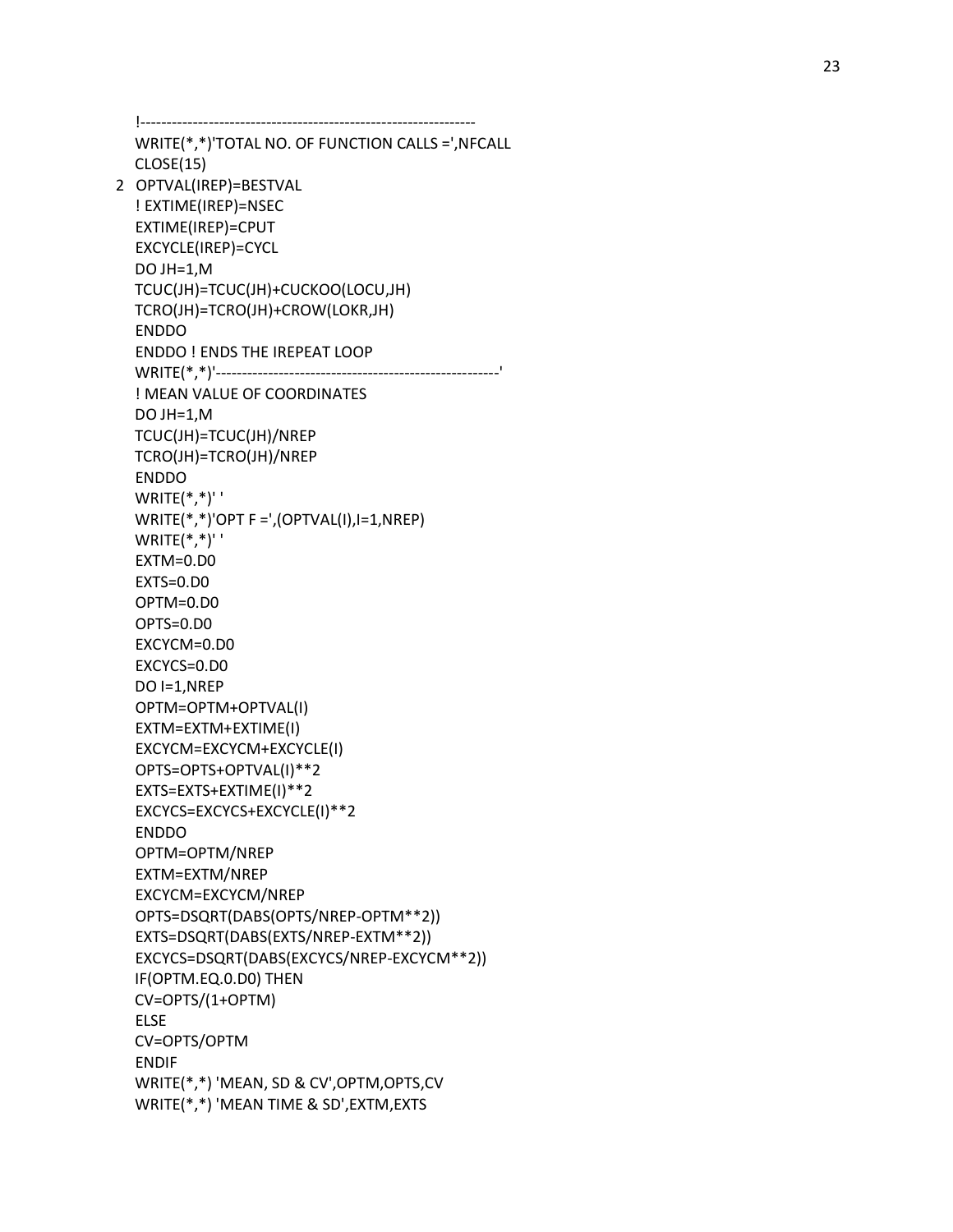```
!----------------------------------------------------------------
WRITE(*,*)'TOTAL NO. OF FUNCTION CALLS =',NFCALL
CLOSE(15)
2 OPTVAL(IREP)=BESTVAL
! EXTIME(IREP)=NSEC
EXTIME(IREP)=CPUT
EXCYCLE(IREP)=CYCL
DO JH=1,M
TCUC(JH)=TCUC(JH)+CUCKOO(LOCU,JH)
TCRO(JH)=TCRO(JH)+CROW(LOKR,JH)
ENDDO
ENDDO ! ENDS THE IREPEAT LOOP
WRITE(*,*)'-----------------------------------------------------'
! MEAN VALUE OF COORDINATES
DO JH=1,M
TCUC(JH)=TCUC(JH)/NREP
TCRO(JH)=TCRO(JH)/NREP
ENDDO
WRITE(*,*)' '
WRITE(*,*)'OPT F =',(OPTVAL(I),I=1,NREP)
WRITE(*,*)' '
EXTM=0.D0
EXTS=0.D0
OPTM=0.D0
OPTS=0.D0
EXCYCM=0.D0
EXCYCS=0.D0
DO I=1,NREP
OPTM=OPTM+OPTVAL(I)
EXTM=EXTM+EXTIME(I)
EXCYCM=EXCYCM+EXCYCLE(I)
OPTS=OPTS+OPTVAL(I)**2
EXTS=EXTS+EXTIME(I)**2
EXCYCS=EXCYCS+EXCYCLE(I)**2
ENDDO
OPTM=OPTM/NREP
EXTM=EXTM/NREP
EXCYCM=EXCYCM/NREP
OPTS=DSQRT(DABS(OPTS/NREP-OPTM**2))
EXTS=DSQRT(DABS(EXTS/NREP-EXTM**2))
EXCYCS=DSQRT(DABS(EXCYCS/NREP-EXCYCM**2))
IF(OPTM.EQ.0.D0) THEN
CV=OPTS/(1+OPTM)
ELSE
CV=OPTS/OPTM
ENDIF
WRITE(*,*) 'MEAN, SD & CV',OPTM,OPTS,CV
WRITE(*,*) 'MEAN TIME & SD',EXTM,EXTS
```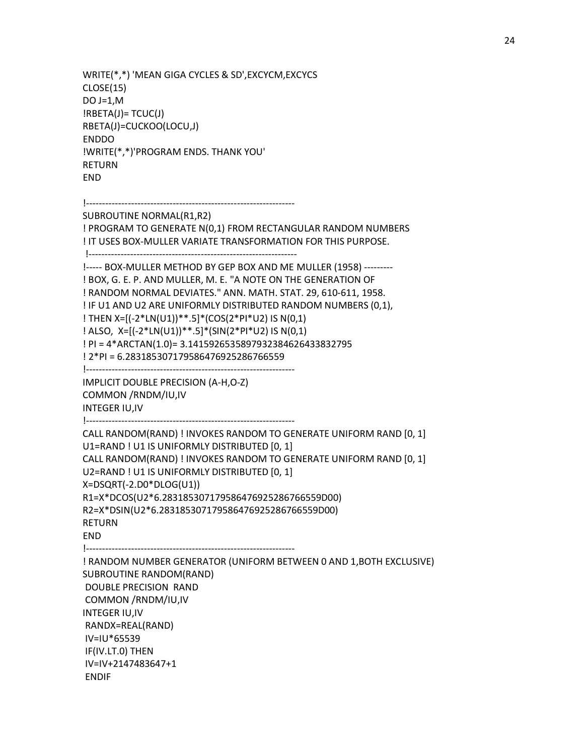```
WRITE(*,*) 'MEAN GIGA CYCLES & SD',EXCYCM,EXCYCS
CLOSE(15)
DO J=1,M
!RBETA(J)= TCUC(J)
RBETA(J)=CUCKOO(LOCU,J)
ENDDO
!WRITE(*,*)'PROGRAM ENDS. THANK YOU'
RETURN
END

!-----------------------------------------------------------------
SUBROUTINE NORMAL(R1,R2)
! PROGRAM TO GENERATE N(0,1) FROM RECTANGULAR RANDOM NUMBERS
! IT USES BOX-MULLER VARIATE TRANSFORMATION FOR THIS PURPOSE.
 !-----------------------------------------------------------------
!----- BOX-MULLER METHOD BY GEP BOX AND ME MULLER (1958) ---------
! BOX, G. E. P. AND MULLER, M. E. "A NOTE ON THE GENERATION OF
! RANDOM NORMAL DEVIATES." ANN. MATH. STAT. 29, 610-611, 1958.
! IF U1 AND U2 ARE UNIFORMLY DISTRIBUTED RANDOM NUMBERS (0,1),
! THEN X=[(-2*LN(U1))**.5]*(COS(2*PI*U2) IS N(0,1)
! ALSO,  X=[(-2*LN(U1))**.5]*(SIN(2*PI*U2) IS N(0,1)
! PI = 4*ARCTAN(1.0)= 3.1415926535897932384626433832795
! 2*PI = 6.283185307179586476925286766559
!-----------------------------------------------------------------
IMPLICIT DOUBLE PRECISION (A-H,O-Z)
COMMON /RNDM/IU,IV
INTEGER IU,IV
!-----------------------------------------------------------------
CALL RANDOM(RAND) ! INVOKES RANDOM TO GENERATE UNIFORM RAND [0, 1]
U1=RAND ! U1 IS UNIFORMLY DISTRIBUTED [0, 1]
CALL RANDOM(RAND) ! INVOKES RANDOM TO GENERATE UNIFORM RAND [0, 1]
U2=RAND ! U1 IS UNIFORMLY DISTRIBUTED [0, 1]
X=DSQRT(-2.D0*DLOG(U1))
R1=X*DCOS(U2*6.283185307179586476925286766559D00)
R2=X*DSIN(U2*6.283185307179586476925286766559D00)
RETURN
END
!-----------------------------------------------------------------
! RANDOM NUMBER GENERATOR (UNIFORM BETWEEN 0 AND 1,BOTH EXCLUSIVE)
SUBROUTINE RANDOM(RAND)
 DOUBLE PRECISION  RAND
 COMMON /RNDM/IU,IV
INTEGER IU,IV
 RANDX=REAL(RAND)
 IV=IU*65539
 IF(IV.LT.0) THEN
 IV=IV+2147483647+1
 ENDIF
```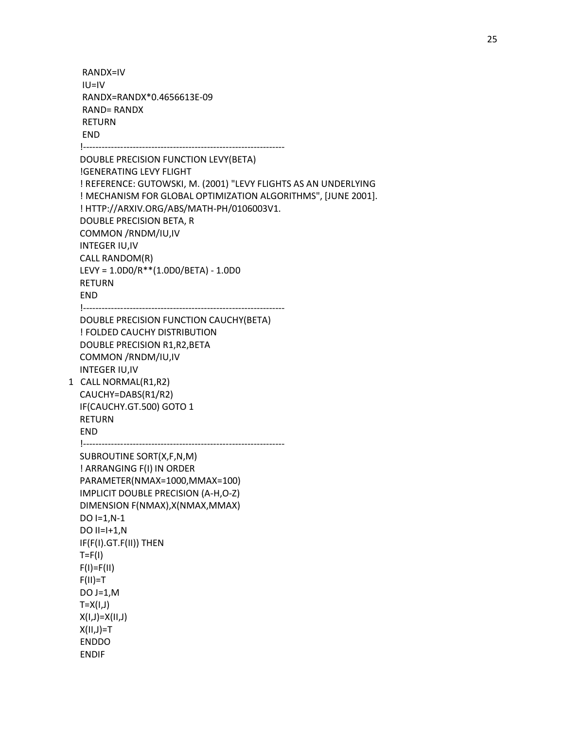```
 RANDX=IV
 IU=IV
 RANDX=RANDX*0.4656613E-09
 RAND= RANDX
 RETURN
 END
!-----------------------------------------------------------------
DOUBLE PRECISION FUNCTION LEVY(BETA)
!GENERATING LEVY FLIGHT
! REFERENCE: GUTOWSKI, M. (2001) "LEVY FLIGHTS AS AN UNDERLYING
! MECHANISM FOR GLOBAL OPTIMIZATION ALGORITHMS", [JUNE 2001].
! HTTP://ARXIV.ORG/ABS/MATH-PH/0106003V1.
DOUBLE PRECISION BETA, R
COMMON /RNDM/IU,IV
INTEGER IU,IV
CALL RANDOM(R)
LEVY = 1.0D0/R**(1.0D0/BETA) - 1.0D0
RETURN
END
!-----------------------------------------------------------------
DOUBLE PRECISION FUNCTION CAUCHY(BETA)
! FOLDED CAUCHY DISTRIBUTION
DOUBLE PRECISION R1,R2,BETA
COMMON /RNDM/IU,IV
INTEGER IU,IV
1 CALL NORMAL(R1,R2)
CAUCHY=DABS(R1/R2)
IF(CAUCHY.GT.500) GOTO 1
RETURN
END
!-----------------------------------------------------------------
SUBROUTINE SORT(X,F,N,M)
! ARRANGING F(I) IN ORDER
PARAMETER(NMAX=1000,MMAX=100)
IMPLICIT DOUBLE PRECISION (A-H,O-Z)
DIMENSION F(NMAX),X(NMAX,MMAX)
DO I=1,N-1
DO II=I+1,N
IF(F(I).GT.F(II)) THEN
T=F(I)
F(I)=F(II)
F(II)=T
DO J=1,M
T=X(I,J)
X(I,J)=X(II,J)
X(II,J)=T
ENDDO
ENDIF
```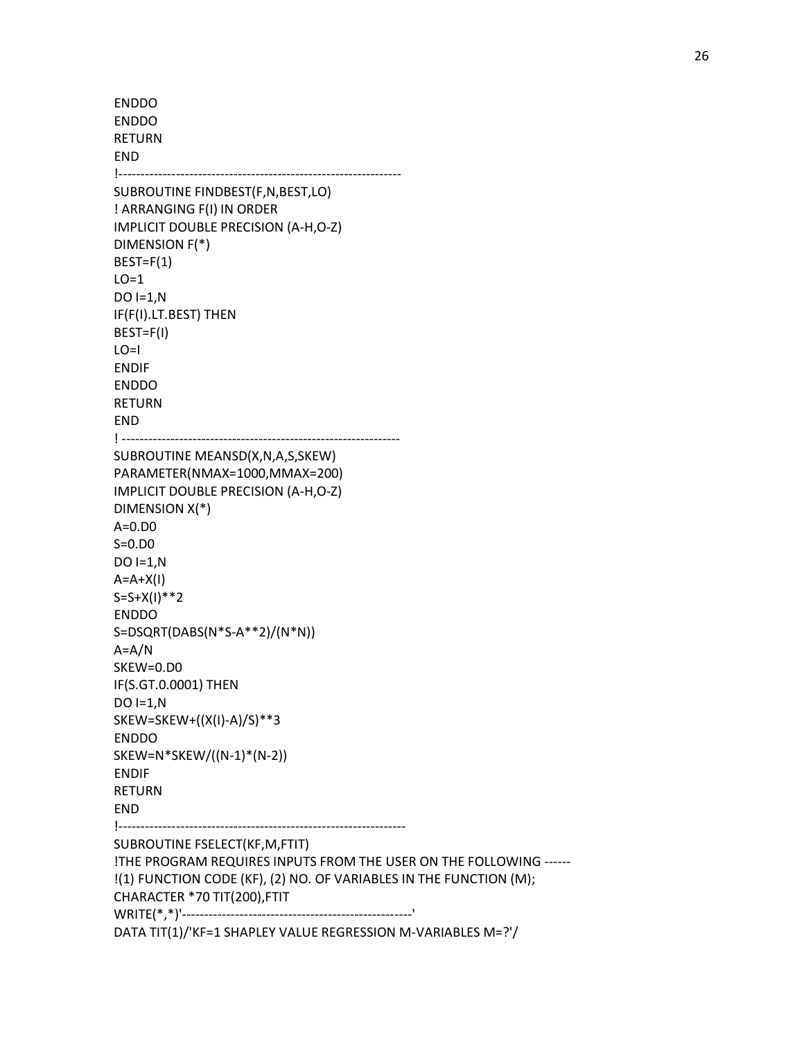```
ENDDO
ENDDO
RETURN
END
!----------------------------------------------------------------
SUBROUTINE FINDBEST(F,N,BEST,LO)
! ARRANGING F(I) IN ORDER
IMPLICIT DOUBLE PRECISION (A-H,O-Z)
DIMENSION F(*)
BEST=F(1)
LO=1
DO I=1,N
IF(F(I).LT.BEST) THEN
BEST=F(I)
LO=I
ENDIF
ENDDO
RETURN
END
! ---------------------------------------------------------------
SUBROUTINE MEANSD(X,N,A,S,SKEW)
PARAMETER(NMAX=1000,MMAX=200)
IMPLICIT DOUBLE PRECISION (A-H,O-Z)
DIMENSION X(*)
A=0.D0
S=0.D0
DO I=1,N
A=A+X(I)
S=S+X(I)**2
ENDDO
S=DSQRT(DABS(N*S-A**2)/(N*N))
A=A/N
SKEW=0.D0
IF(S.GT.0.0001) THEN
DO I=1,N
SKEW=SKEW+((X(I)-A)/S)**3
ENDDO
SKEW=N*SKEW/((N-1)*(N-2))
ENDIF
RETURN
END
!-----------------------------------------------------------------
SUBROUTINE FSELECT(KF,M,FTIT)
!THE PROGRAM REQUIRES INPUTS FROM THE USER ON THE FOLLOWING ------
!(1) FUNCTION CODE (KF), (2) NO. OF VARIABLES IN THE FUNCTION (M);
CHARACTER *70 TIT(200),FTIT
WRITE(*,*)'----------------------------------------------------'
DATA TIT(1)/'KF=1 SHAPLEY VALUE REGRESSION M-VARIABLES M=?'/
```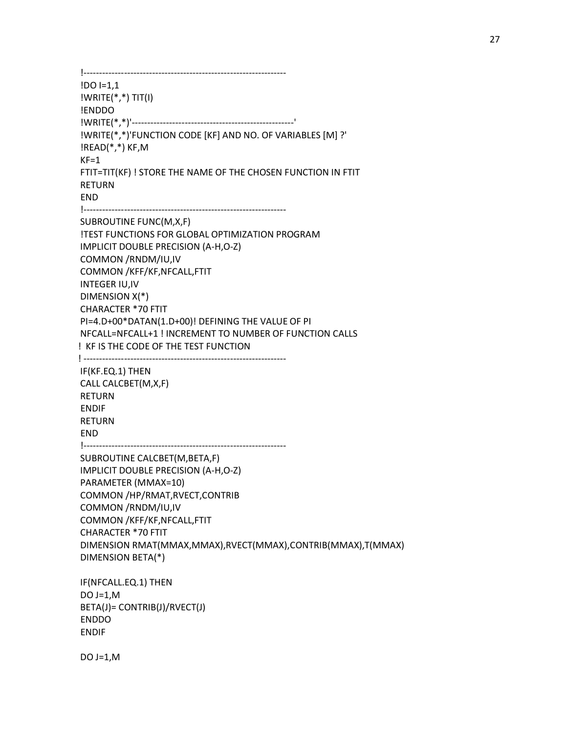```
!-----------------------------------------------------------------
!DO I=1,1
!WRITE(*,*) TIT(I)
!ENDDO
!WRITE(*,*)'-----------------------------------------------------'
!WRITE(*,*)'FUNCTION CODE [KF] AND NO. OF VARIABLES [M] ?'
!READ(*,*) KF,M
KF=1
FTIT=TIT(KF) ! STORE THE NAME OF THE CHOSEN FUNCTION IN FTIT
RETURN
END
!-----------------------------------------------------------------
SUBROUTINE FUNC(M,X,F)
!TEST FUNCTIONS FOR GLOBAL OPTIMIZATION PROGRAM
IMPLICIT DOUBLE PRECISION (A-H,O-Z)
COMMON /RNDM/IU,IV
COMMON /KFF/KF,NFCALL,FTIT
INTEGER IU,IV
DIMENSION X(*)
CHARACTER *70 FTIT
PI=4.D+00*DATAN(1.D+00)! DEFINING THE VALUE OF PI
NFCALL=NFCALL+1 ! INCREMENT TO NUMBER OF FUNCTION CALLS
! KF IS THE CODE OF THE TEST FUNCTION
! ----------------------------------------------------------------
IF(KF.EQ.1) THEN
CALL CALCBET(M,X,F)
RETURN
ENDIF
RETURN
END
!-----------------------------------------------------------------
SUBROUTINE CALCBET(M,BETA,F)
IMPLICIT DOUBLE PRECISION (A-H,O-Z)
PARAMETER (MMAX=10)
COMMON /HP/RMAT,RVECT,CONTRIB
COMMON /RNDM/IU,IV
COMMON /KFF/KF,NFCALL,FTIT
CHARACTER *70 FTIT
DIMENSION RMAT(MMAX,MMAX),RVECT(MMAX),CONTRIB(MMAX),T(MMAX)
DIMENSION BETA(*)

IF(NFCALL.EQ.1) THEN
DO J=1,M
BETA(J)= CONTRIB(J)/RVECT(J)
ENDDO
ENDIF

DO J=1,M
```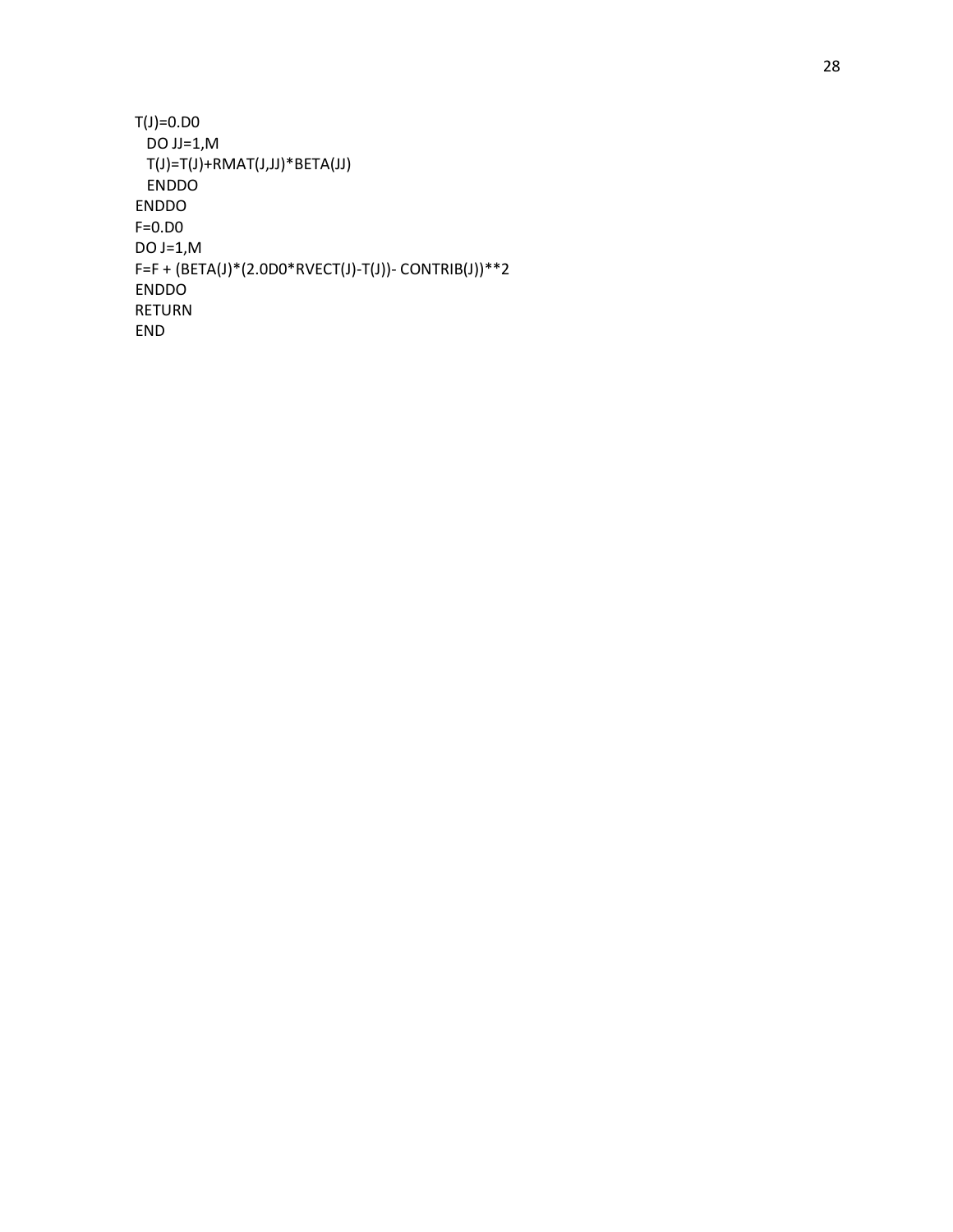```
T(J)=0.D0
  DO JJ=1,M
  T(J)=T(J)+RMAT(J,JJ)*BETA(JJ)
  ENDDO
ENDDO
F=0.D0
DO J=1,M
F=F + (BETA(J)*(2.0D0*RVECT(J)-T(J))- CONTRIB(J))**2
ENDDO
RETURN
END
```